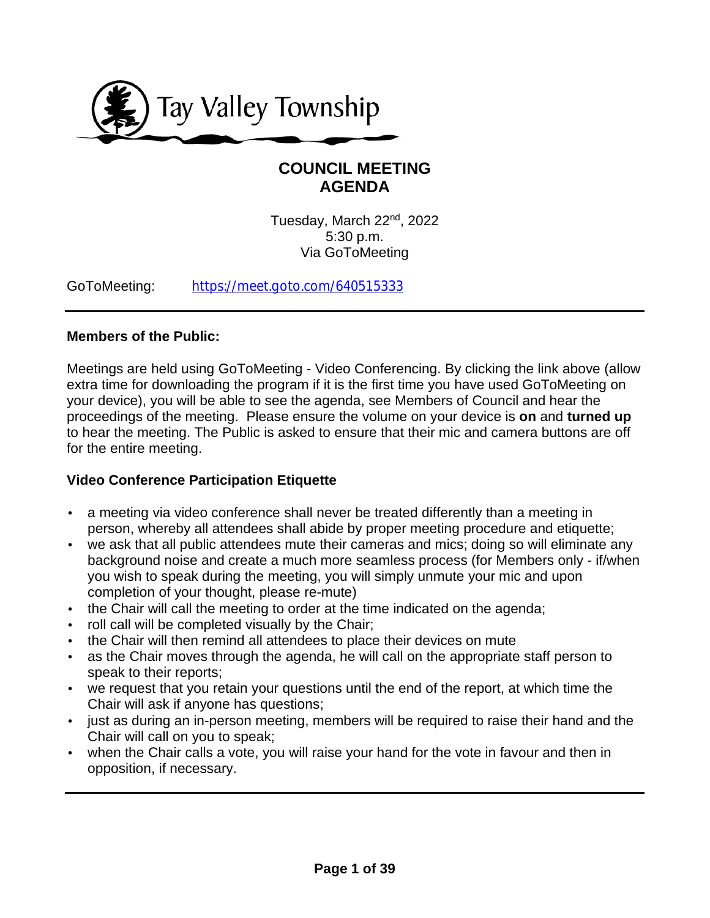Tay Valley Township

# COUNCIL MEETING AGENDA

Tuesday, March 22nd, 2022
5:30 p.m.
Via GoToMeeting

GoToMeeting: https://meet.goto.com/640515333

---

**Members of the Public:**

Meetings are held using GoToMeeting - Video Conferencing. By clicking the link above (allow extra time for downloading the program if it is the first time you have used GoToMeeting on your device), you will be able to see the agenda, see Members of Council and hear the proceedings of the meeting. Please ensure the volume on your device is **on** and **turned up** to hear the meeting. The Public is asked to ensure that their mic and camera buttons are off for the entire meeting.

**Video Conference Participation Etiquette**

- a meeting via video conference shall never be treated differently than a meeting in person, whereby all attendees shall abide by proper meeting procedure and etiquette;
- we ask that all public attendees mute their cameras and mics; doing so will eliminate any background noise and create a much more seamless process (for Members only - if/when you wish to speak during the meeting, you will simply unmute your mic and upon completion of your thought, please re-mute)
- the Chair will call the meeting to order at the time indicated on the agenda;
- roll call will be completed visually by the Chair;
- the Chair will then remind all attendees to place their devices on mute
- as the Chair moves through the agenda, he will call on the appropriate staff person to speak to their reports;
- we request that you retain your questions until the end of the report, at which time the Chair will ask if anyone has questions;
- just as during an in-person meeting, members will be required to raise their hand and the Chair will call on you to speak;
- when the Chair calls a vote, you will raise your hand for the vote in favour and then in opposition, if necessary.

---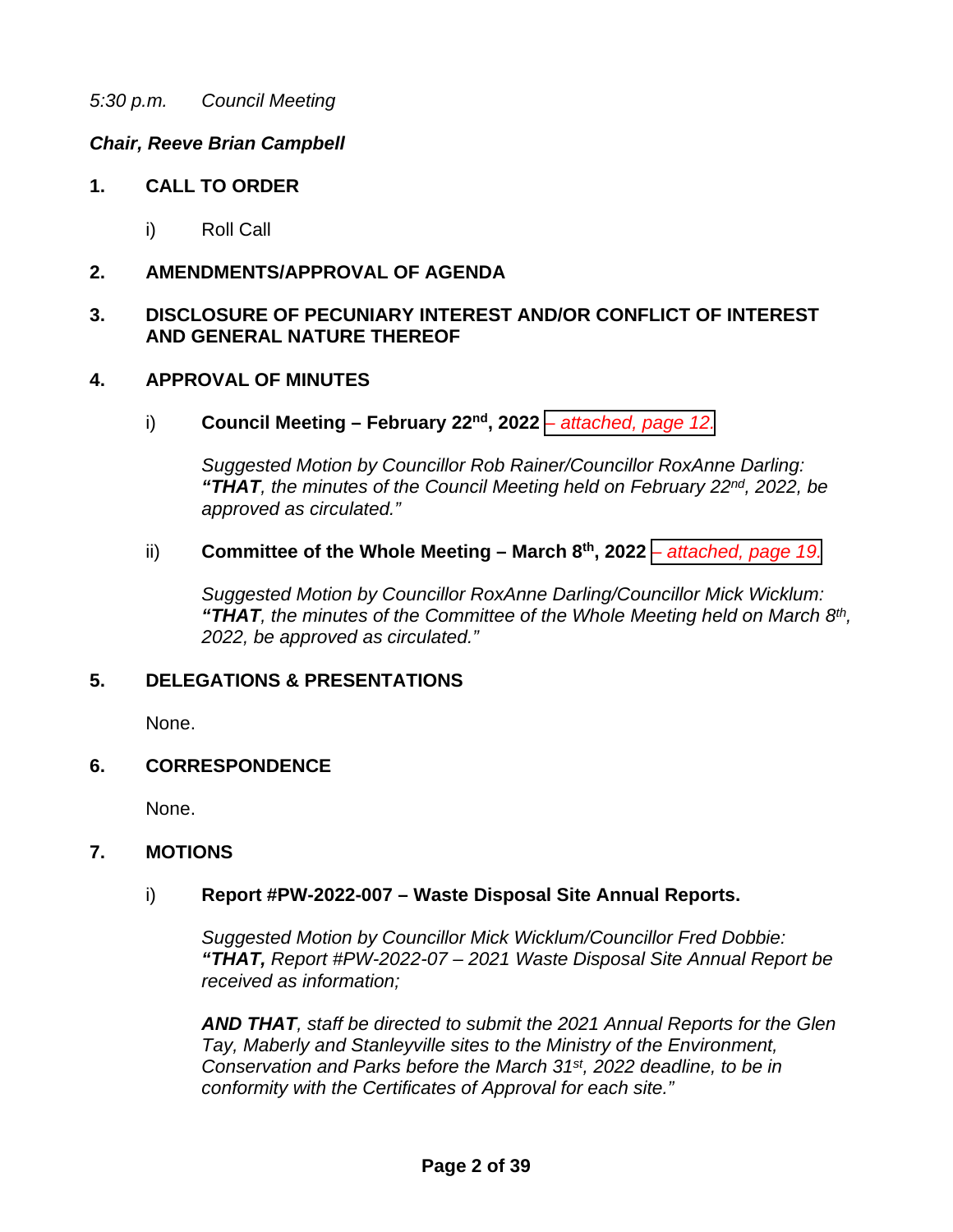*5:30 p.m. Council Meeting*

***Chair, Reeve Brian Campbell***

## 1. CALL TO ORDER

i) Roll Call

## 2. AMENDMENTS/APPROVAL OF AGENDA

## 3. DISCLOSURE OF PECUNIARY INTEREST AND/OR CONFLICT OF INTEREST AND GENERAL NATURE THEREOF

## 4. APPROVAL OF MINUTES

i) **Council Meeting – February 22nd, 2022** *– attached, page 12.*

*Suggested Motion by Councillor Rob Rainer/Councillor RoxAnne Darling:* ***"THAT****, the minutes of the Council Meeting held on February 22nd, 2022, be approved as circulated."*

ii) **Committee of the Whole Meeting – March 8th, 2022** *– attached, page 19.*

*Suggested Motion by Councillor RoxAnne Darling/Councillor Mick Wicklum:* ***"THAT****, the minutes of the Committee of the Whole Meeting held on March 8th, 2022, be approved as circulated."*

## 5. DELEGATIONS & PRESENTATIONS

None.

## 6. CORRESPONDENCE

None.

## 7. MOTIONS

i) **Report #PW-2022-007 – Waste Disposal Site Annual Reports.**

*Suggested Motion by Councillor Mick Wicklum/Councillor Fred Dobbie:* ***"THAT,*** *Report #PW-2022-07 – 2021 Waste Disposal Site Annual Report be received as information;*

***AND THAT****, staff be directed to submit the 2021 Annual Reports for the Glen Tay, Maberly and Stanleyville sites to the Ministry of the Environment, Conservation and Parks before the March 31st, 2022 deadline, to be in conformity with the Certificates of Approval for each site."*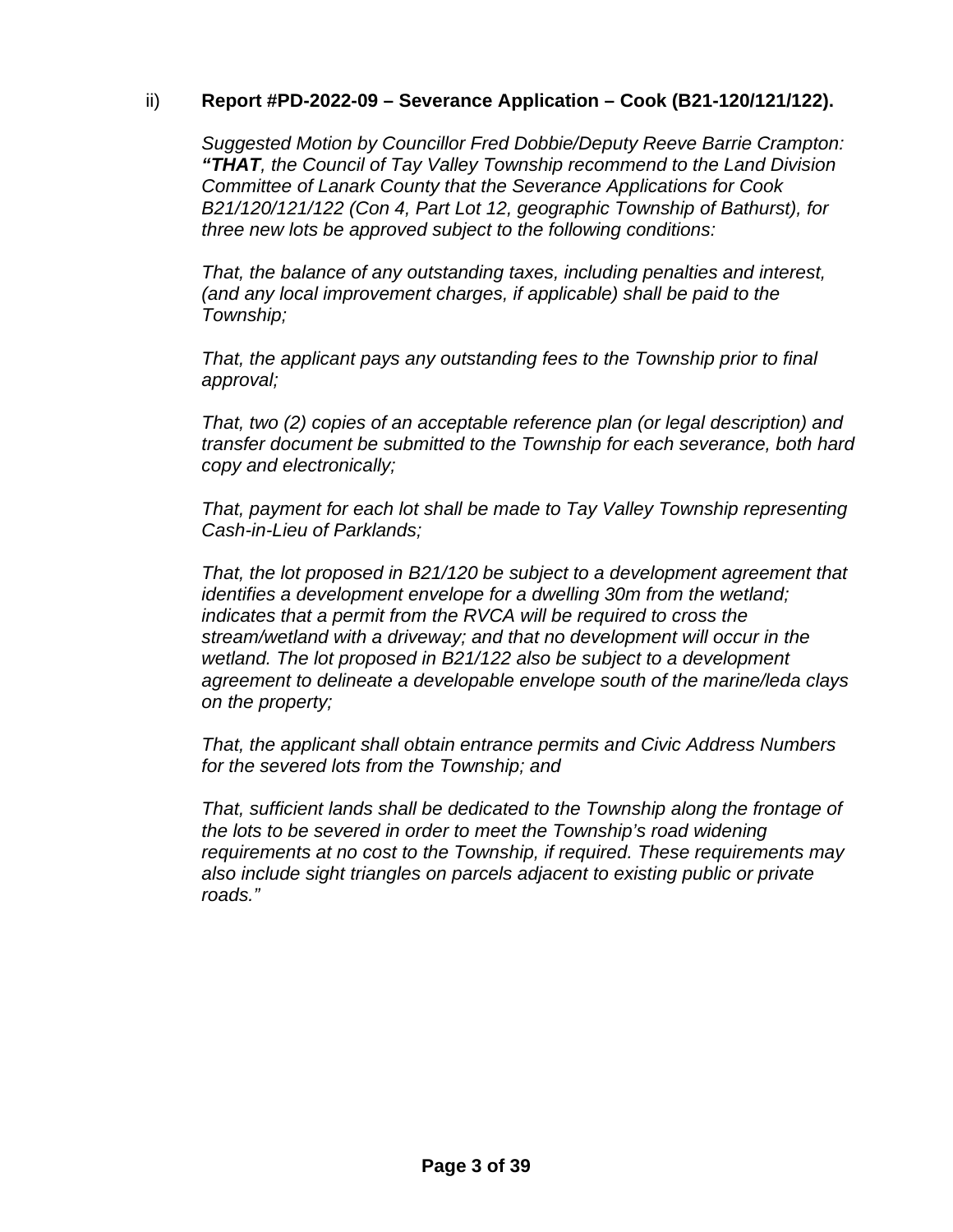ii) **Report #PD-2022-09 – Severance Application – Cook (B21-120/121/122).**

*Suggested Motion by Councillor Fred Dobbie/Deputy Reeve Barrie Crampton:* ***"THAT****, the Council of Tay Valley Township recommend to the Land Division Committee of Lanark County that the Severance Applications for Cook B21/120/121/122 (Con 4, Part Lot 12, geographic Township of Bathurst), for three new lots be approved subject to the following conditions:*

*That, the balance of any outstanding taxes, including penalties and interest, (and any local improvement charges, if applicable) shall be paid to the Township;*

*That, the applicant pays any outstanding fees to the Township prior to final approval;*

*That, two (2) copies of an acceptable reference plan (or legal description) and transfer document be submitted to the Township for each severance, both hard copy and electronically;*

*That, payment for each lot shall be made to Tay Valley Township representing Cash-in-Lieu of Parklands;*

*That, the lot proposed in B21/120 be subject to a development agreement that identifies a development envelope for a dwelling 30m from the wetland; indicates that a permit from the RVCA will be required to cross the stream/wetland with a driveway; and that no development will occur in the wetland. The lot proposed in B21/122 also be subject to a development agreement to delineate a developable envelope south of the marine/leda clays on the property;*

*That, the applicant shall obtain entrance permits and Civic Address Numbers for the severed lots from the Township; and*

*That, sufficient lands shall be dedicated to the Township along the frontage of the lots to be severed in order to meet the Township's road widening requirements at no cost to the Township, if required. These requirements may also include sight triangles on parcels adjacent to existing public or private roads."*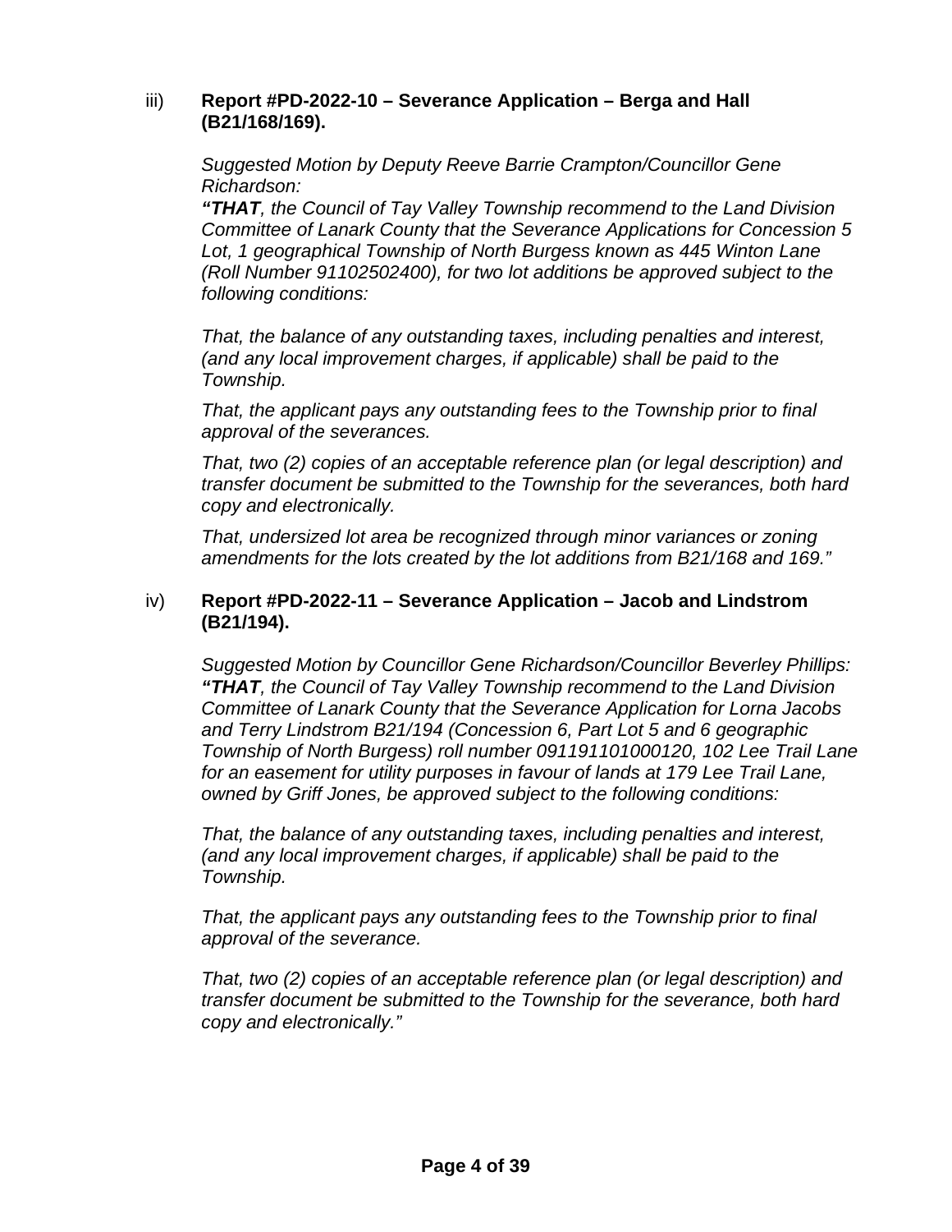iii) **Report #PD-2022-10 – Severance Application – Berga and Hall (B21/168/169).**

*Suggested Motion by Deputy Reeve Barrie Crampton/Councillor Gene Richardson:*
***"THAT**, the Council of Tay Valley Township recommend to the Land Division Committee of Lanark County that the Severance Applications for Concession 5 Lot, 1 geographical Township of North Burgess known as 445 Winton Lane (Roll Number 91102502400), for two lot additions be approved subject to the following conditions:*

*That, the balance of any outstanding taxes, including penalties and interest, (and any local improvement charges, if applicable) shall be paid to the Township.*

*That, the applicant pays any outstanding fees to the Township prior to final approval of the severances.*

*That, two (2) copies of an acceptable reference plan (or legal description) and transfer document be submitted to the Township for the severances, both hard copy and electronically.*

*That, undersized lot area be recognized through minor variances or zoning amendments for the lots created by the lot additions from B21/168 and 169."*

iv) **Report #PD-2022-11 – Severance Application – Jacob and Lindstrom (B21/194).**

*Suggested Motion by Councillor Gene Richardson/Councillor Beverley Phillips:*
***"THAT**, the Council of Tay Valley Township recommend to the Land Division Committee of Lanark County that the Severance Application for Lorna Jacobs and Terry Lindstrom B21/194 (Concession 6, Part Lot 5 and 6 geographic Township of North Burgess) roll number 091191101000120, 102 Lee Trail Lane for an easement for utility purposes in favour of lands at 179 Lee Trail Lane, owned by Griff Jones, be approved subject to the following conditions:*

*That, the balance of any outstanding taxes, including penalties and interest, (and any local improvement charges, if applicable) shall be paid to the Township.*

*That, the applicant pays any outstanding fees to the Township prior to final approval of the severance.*

*That, two (2) copies of an acceptable reference plan (or legal description) and transfer document be submitted to the Township for the severance, both hard copy and electronically."*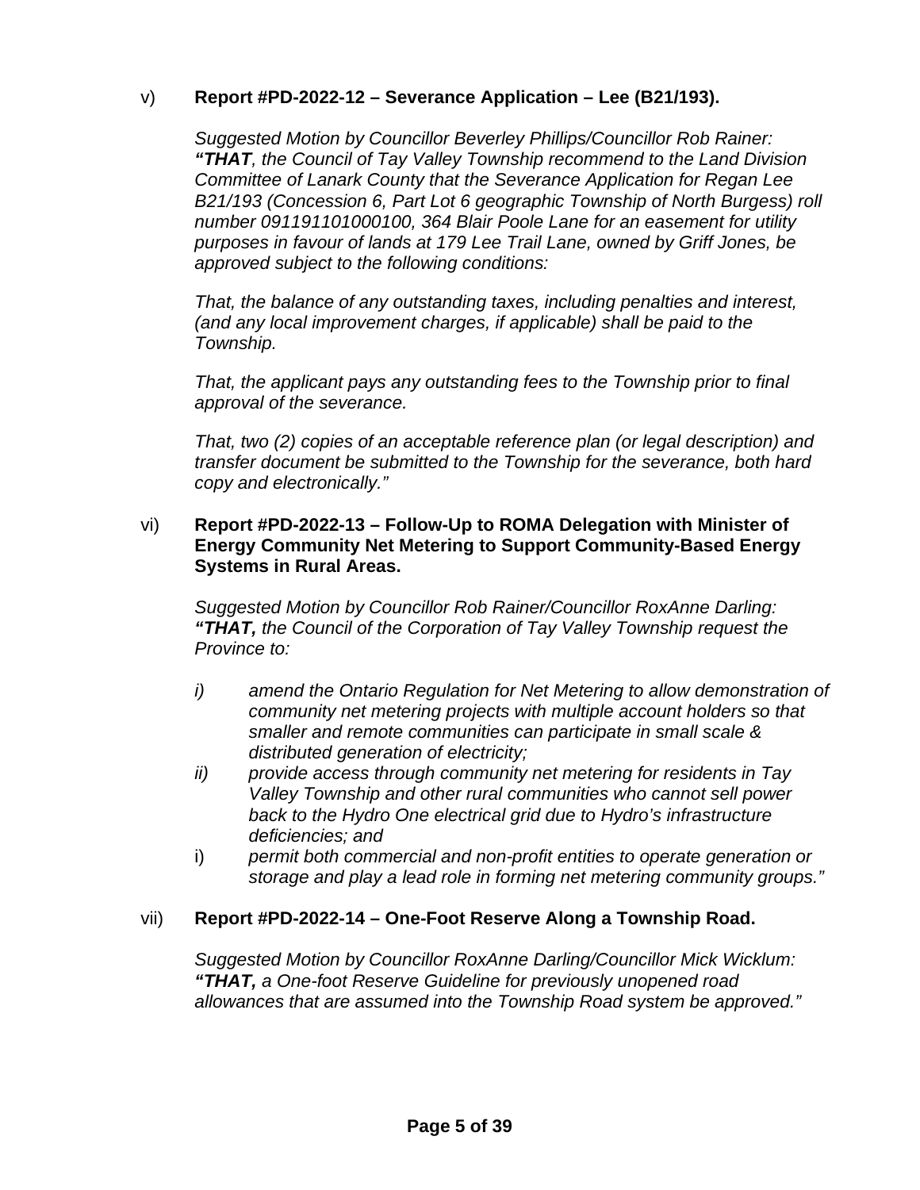v) **Report #PD-2022-12 – Severance Application – Lee (B21/193).**

*Suggested Motion by Councillor Beverley Phillips/Councillor Rob Rainer:*
***"THAT****, the Council of Tay Valley Township recommend to the Land Division Committee of Lanark County that the Severance Application for Regan Lee B21/193 (Concession 6, Part Lot 6 geographic Township of North Burgess) roll number 091191101000100, 364 Blair Poole Lane for an easement for utility purposes in favour of lands at 179 Lee Trail Lane, owned by Griff Jones, be approved subject to the following conditions:*

*That, the balance of any outstanding taxes, including penalties and interest, (and any local improvement charges, if applicable) shall be paid to the Township.*

*That, the applicant pays any outstanding fees to the Township prior to final approval of the severance.*

*That, two (2) copies of an acceptable reference plan (or legal description) and transfer document be submitted to the Township for the severance, both hard copy and electronically."*

vi) **Report #PD-2022-13 – Follow-Up to ROMA Delegation with Minister of Energy Community Net Metering to Support Community-Based Energy Systems in Rural Areas.**

*Suggested Motion by Councillor Rob Rainer/Councillor RoxAnne Darling:*
***"THAT,*** *the Council of the Corporation of Tay Valley Township request the Province to:*

- *i)* *amend the Ontario Regulation for Net Metering to allow demonstration of community net metering projects with multiple account holders so that smaller and remote communities can participate in small scale & distributed generation of electricity;*
- *ii)* *provide access through community net metering for residents in Tay Valley Township and other rural communities who cannot sell power back to the Hydro One electrical grid due to Hydro's infrastructure deficiencies; and*
- i) *permit both commercial and non-profit entities to operate generation or storage and play a lead role in forming net metering community groups."*

vii) **Report #PD-2022-14 – One-Foot Reserve Along a Township Road.**

*Suggested Motion by Councillor RoxAnne Darling/Councillor Mick Wicklum:*
***"THAT,*** *a One-foot Reserve Guideline for previously unopened road allowances that are assumed into the Township Road system be approved."*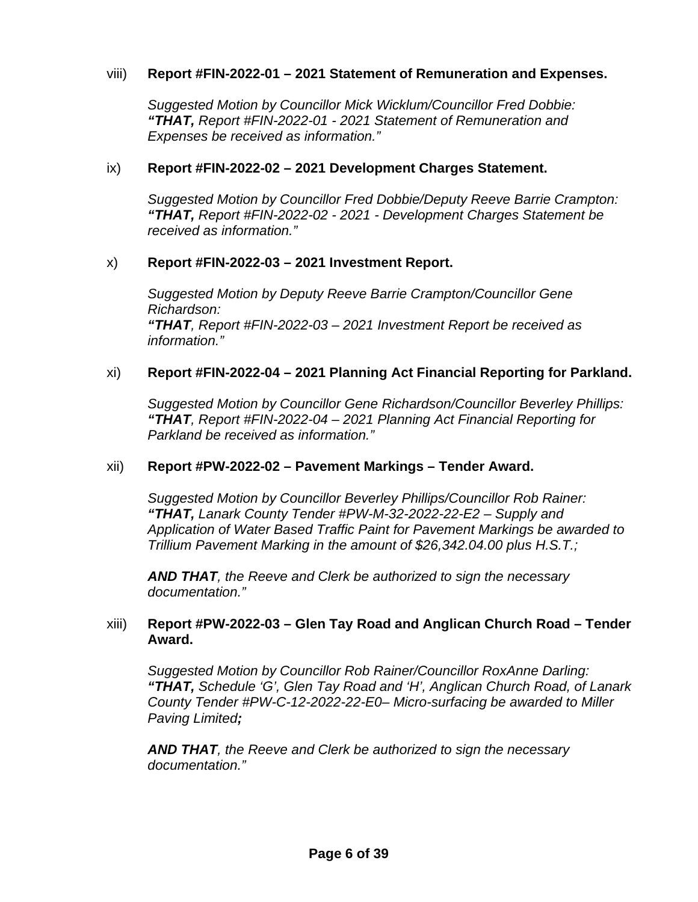viii) **Report #FIN-2022-01 – 2021 Statement of Remuneration and Expenses.**

*Suggested Motion by Councillor Mick Wicklum/Councillor Fred Dobbie:*
***"THAT,*** *Report #FIN-2022-01 - 2021 Statement of Remuneration and Expenses be received as information."*

ix) **Report #FIN-2022-02 – 2021 Development Charges Statement.**

*Suggested Motion by Councillor Fred Dobbie/Deputy Reeve Barrie Crampton:*
***"THAT,*** *Report #FIN-2022-02 - 2021 - Development Charges Statement be received as information."*

x) **Report #FIN-2022-03 – 2021 Investment Report.**

*Suggested Motion by Deputy Reeve Barrie Crampton/Councillor Gene Richardson:*
***"THAT****, Report #FIN-2022-03 – 2021 Investment Report be received as information."*

xi) **Report #FIN-2022-04 – 2021 Planning Act Financial Reporting for Parkland.**

*Suggested Motion by Councillor Gene Richardson/Councillor Beverley Phillips:*
***"THAT****, Report #FIN-2022-04 – 2021 Planning Act Financial Reporting for Parkland be received as information."*

xii) **Report #PW-2022-02 – Pavement Markings – Tender Award.**

*Suggested Motion by Councillor Beverley Phillips/Councillor Rob Rainer:*
***"THAT,*** *Lanark County Tender #PW-M-32-2022-22-E2 – Supply and Application of Water Based Traffic Paint for Pavement Markings be awarded to Trillium Pavement Marking in the amount of $26,342.04.00 plus H.S.T.;*

***AND THAT****, the Reeve and Clerk be authorized to sign the necessary documentation."*

xiii) **Report #PW-2022-03 – Glen Tay Road and Anglican Church Road – Tender Award.**

*Suggested Motion by Councillor Rob Rainer/Councillor RoxAnne Darling:*
***"THAT,*** *Schedule 'G', Glen Tay Road and 'H', Anglican Church Road, of Lanark County Tender #PW-C-12-2022-22-E0– Micro-surfacing be awarded to Miller Paving Limited****;***

***AND THAT****, the Reeve and Clerk be authorized to sign the necessary documentation."*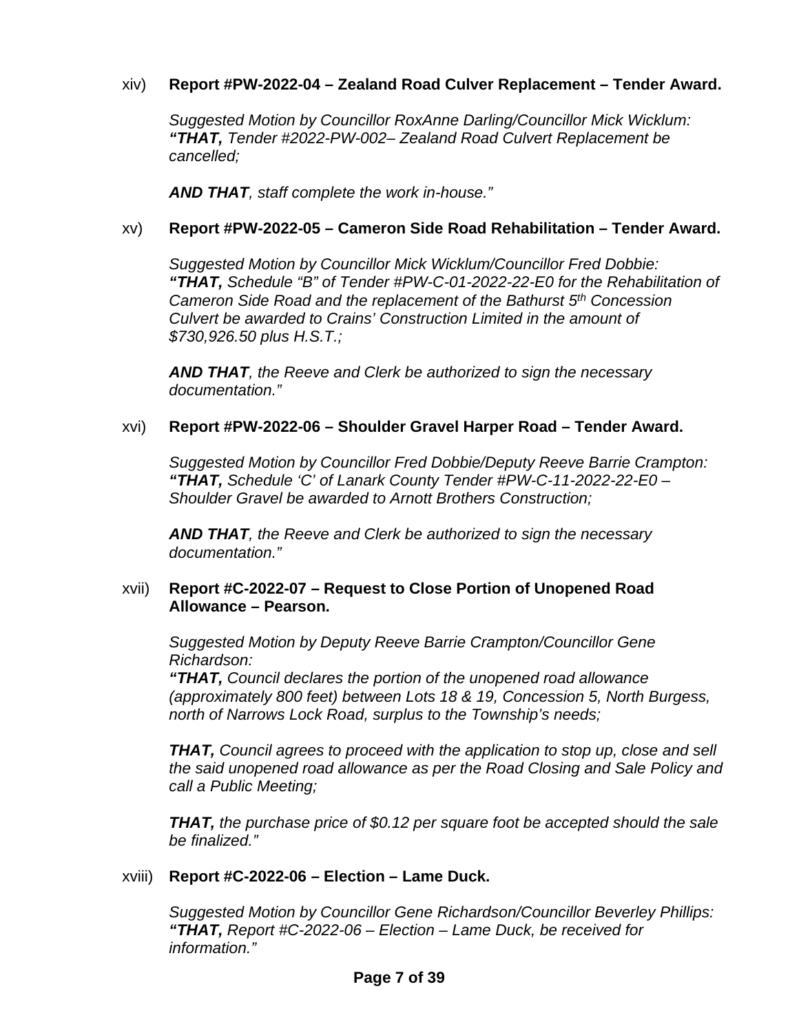xiv) **Report #PW-2022-04 – Zealand Road Culver Replacement – Tender Award.**

*Suggested Motion by Councillor RoxAnne Darling/Councillor Mick Wicklum:*
***"THAT,** Tender #2022-PW-002– Zealand Road Culvert Replacement be cancelled;*

***AND THAT**, staff complete the work in-house."*

xv) **Report #PW-2022-05 – Cameron Side Road Rehabilitation – Tender Award.**

*Suggested Motion by Councillor Mick Wicklum/Councillor Fred Dobbie:*
***"THAT,** Schedule "B" of Tender #PW-C-01-2022-22-E0 for the Rehabilitation of Cameron Side Road and the replacement of the Bathurst 5th Concession Culvert be awarded to Crains' Construction Limited in the amount of $730,926.50 plus H.S.T.;*

***AND THAT**, the Reeve and Clerk be authorized to sign the necessary documentation."*

xvi) **Report #PW-2022-06 – Shoulder Gravel Harper Road – Tender Award.**

*Suggested Motion by Councillor Fred Dobbie/Deputy Reeve Barrie Crampton:*
***"THAT,** Schedule 'C' of Lanark County Tender #PW-C-11-2022-22-E0 – Shoulder Gravel be awarded to Arnott Brothers Construction;*

***AND THAT**, the Reeve and Clerk be authorized to sign the necessary documentation."*

xvii) **Report #C-2022-07 – Request to Close Portion of Unopened Road Allowance – Pearson.**

*Suggested Motion by Deputy Reeve Barrie Crampton/Councillor Gene Richardson:*
***"THAT,** Council declares the portion of the unopened road allowance (approximately 800 feet) between Lots 18 & 19, Concession 5, North Burgess, north of Narrows Lock Road, surplus to the Township's needs;*

***THAT,** Council agrees to proceed with the application to stop up, close and sell the said unopened road allowance as per the Road Closing and Sale Policy and call a Public Meeting;*

***THAT,** the purchase price of $0.12 per square foot be accepted should the sale be finalized."*

xviii) **Report #C-2022-06 – Election – Lame Duck.**

*Suggested Motion by Councillor Gene Richardson/Councillor Beverley Phillips:*
***"THAT,** Report #C-2022-06 – Election – Lame Duck, be received for information."*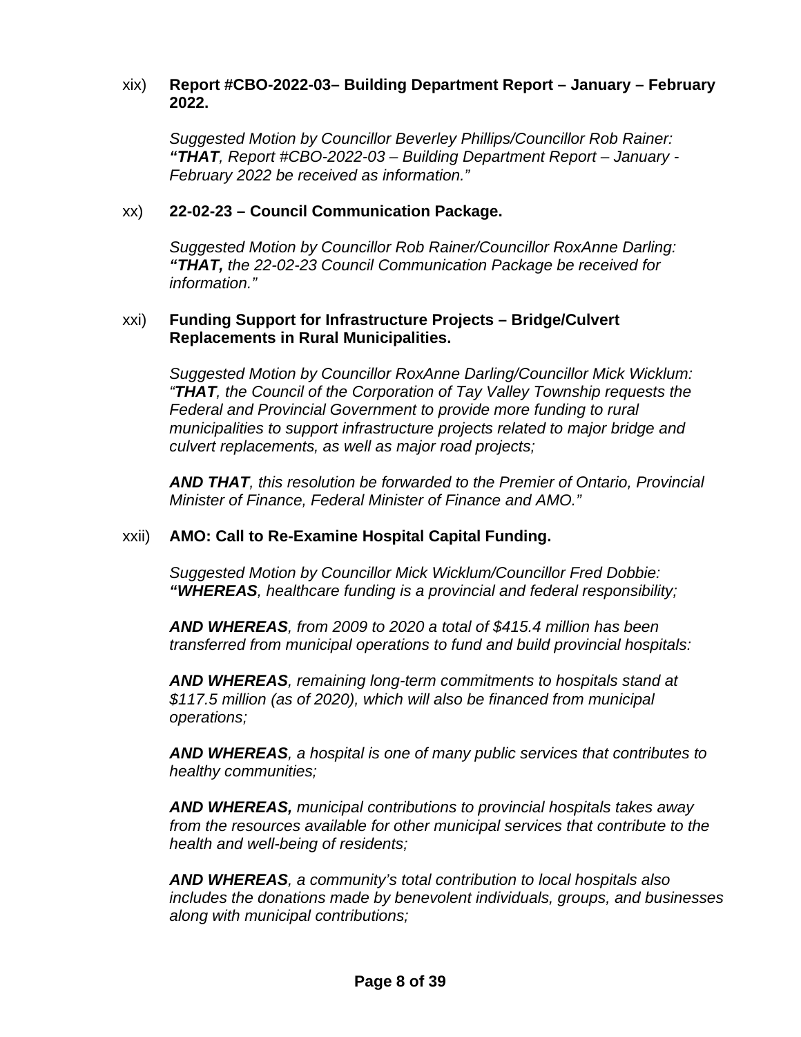xix) **Report #CBO-2022-03– Building Department Report – January – February 2022.**

*Suggested Motion by Councillor Beverley Phillips/Councillor Rob Rainer:*
***"THAT**, Report #CBO-2022-03 – Building Department Report – January - February 2022 be received as information."*

xx) **22-02-23 – Council Communication Package.**

*Suggested Motion by Councillor Rob Rainer/Councillor RoxAnne Darling:*
***"THAT,** the 22-02-23 Council Communication Package be received for information."*

xxi) **Funding Support for Infrastructure Projects – Bridge/Culvert Replacements in Rural Municipalities.**

*Suggested Motion by Councillor RoxAnne Darling/Councillor Mick Wicklum:*
*"**THAT**, the Council of the Corporation of Tay Valley Township requests the Federal and Provincial Government to provide more funding to rural municipalities to support infrastructure projects related to major bridge and culvert replacements, as well as major road projects;*

***AND THAT**, this resolution be forwarded to the Premier of Ontario, Provincial Minister of Finance, Federal Minister of Finance and AMO."*

xxii) **AMO: Call to Re-Examine Hospital Capital Funding.**

*Suggested Motion by Councillor Mick Wicklum/Councillor Fred Dobbie:*
***"WHEREAS**, healthcare funding is a provincial and federal responsibility;*

***AND WHEREAS**, from 2009 to 2020 a total of $415.4 million has been transferred from municipal operations to fund and build provincial hospitals:*

***AND WHEREAS**, remaining long-term commitments to hospitals stand at $117.5 million (as of 2020), which will also be financed from municipal operations;*

***AND WHEREAS**, a hospital is one of many public services that contributes to healthy communities;*

***AND WHEREAS,** municipal contributions to provincial hospitals takes away from the resources available for other municipal services that contribute to the health and well-being of residents;*

***AND WHEREAS**, a community's total contribution to local hospitals also includes the donations made by benevolent individuals, groups, and businesses along with municipal contributions;*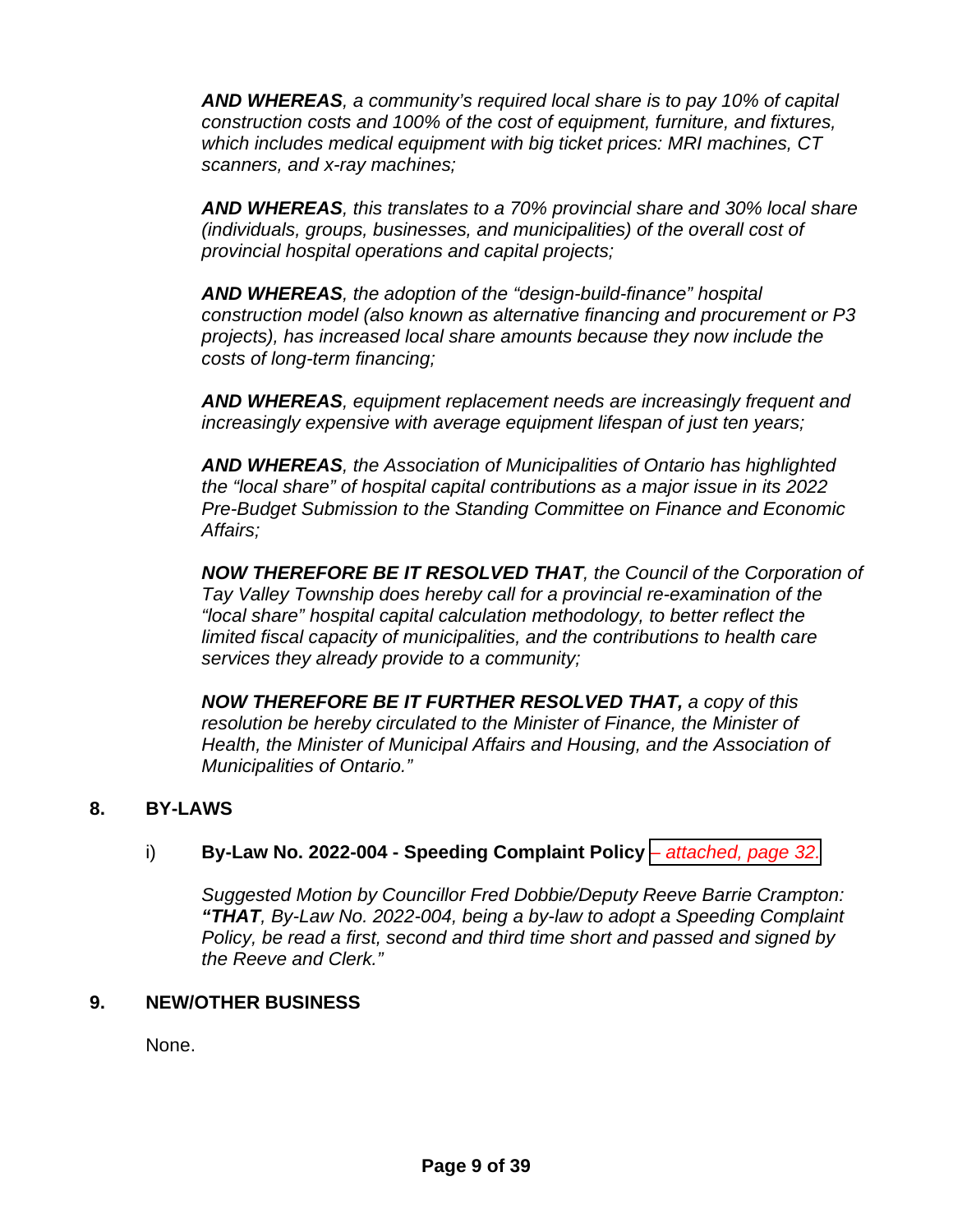***AND WHEREAS**, a community's required local share is to pay 10% of capital construction costs and 100% of the cost of equipment, furniture, and fixtures, which includes medical equipment with big ticket prices: MRI machines, CT scanners, and x-ray machines;*

***AND WHEREAS**, this translates to a 70% provincial share and 30% local share (individuals, groups, businesses, and municipalities) of the overall cost of provincial hospital operations and capital projects;*

***AND WHEREAS**, the adoption of the "design-build-finance" hospital construction model (also known as alternative financing and procurement or P3 projects), has increased local share amounts because they now include the costs of long-term financing;*

***AND WHEREAS**, equipment replacement needs are increasingly frequent and increasingly expensive with average equipment lifespan of just ten years;*

***AND WHEREAS**, the Association of Municipalities of Ontario has highlighted the "local share" of hospital capital contributions as a major issue in its 2022 Pre-Budget Submission to the Standing Committee on Finance and Economic Affairs;*

***NOW THEREFORE BE IT RESOLVED THAT**, the Council of the Corporation of Tay Valley Township does hereby call for a provincial re-examination of the "local share" hospital capital calculation methodology, to better reflect the limited fiscal capacity of municipalities, and the contributions to health care services they already provide to a community;*

***NOW THEREFORE BE IT FURTHER RESOLVED THAT,** a copy of this resolution be hereby circulated to the Minister of Finance, the Minister of Health, the Minister of Municipal Affairs and Housing, and the Association of Municipalities of Ontario."*

## 8. BY-LAWS

i) **By-Law No. 2022-004 - Speeding Complaint Policy** *– attached, page 32.*

*Suggested Motion by Councillor Fred Dobbie/Deputy Reeve Barrie Crampton:* ***"THAT**, By-Law No. 2022-004, being a by-law to adopt a Speeding Complaint Policy, be read a first, second and third time short and passed and signed by the Reeve and Clerk."*

## 9. NEW/OTHER BUSINESS

None.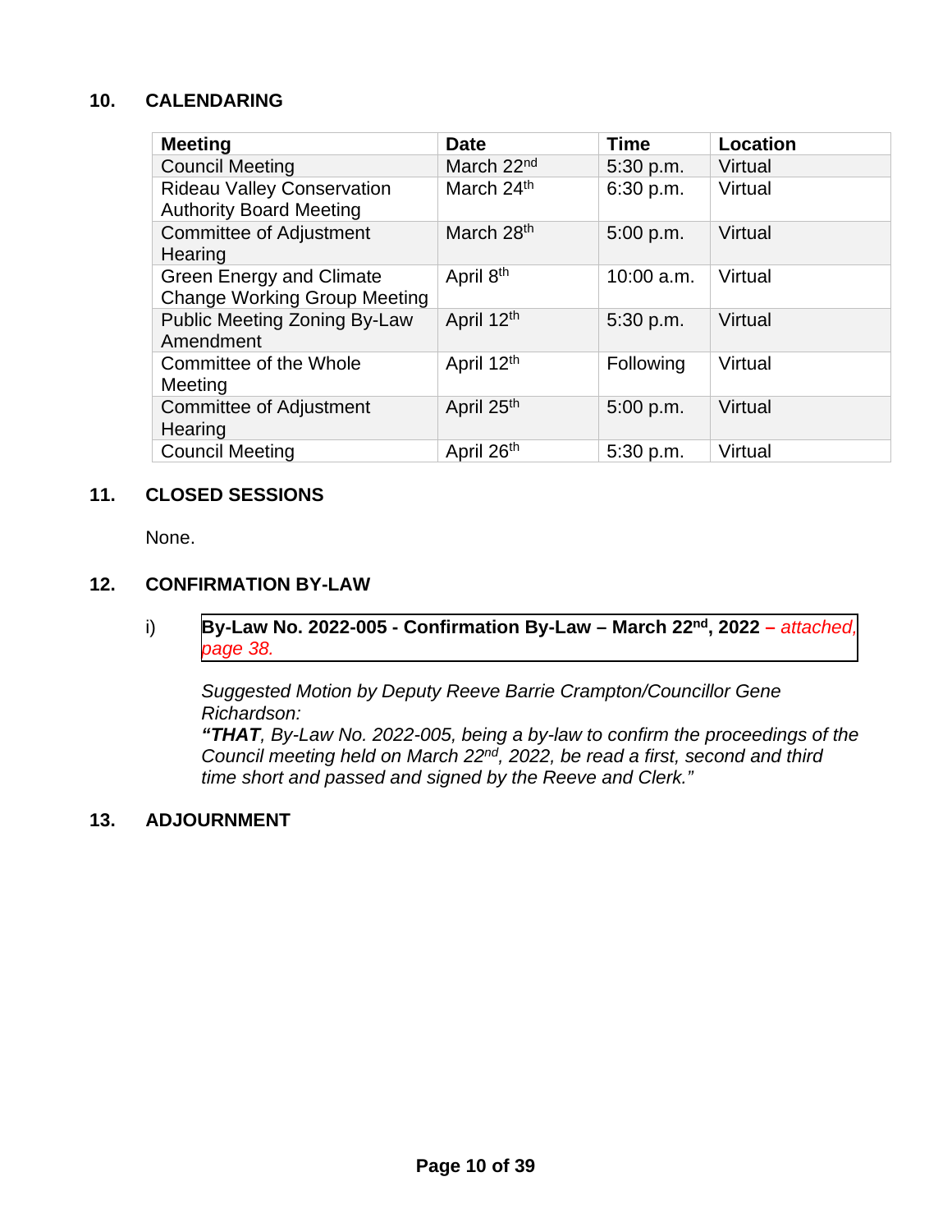## 10. CALENDARING

| Meeting | Date | Time | Location |
|---|---|---|---|
| Council Meeting | March 22nd | 5:30 p.m. | Virtual |
| Rideau Valley Conservation Authority Board Meeting | March 24th | 6:30 p.m. | Virtual |
| Committee of Adjustment Hearing | March 28th | 5:00 p.m. | Virtual |
| Green Energy and Climate Change Working Group Meeting | April 8th | 10:00 a.m. | Virtual |
| Public Meeting Zoning By-Law Amendment | April 12th | 5:30 p.m. | Virtual |
| Committee of the Whole Meeting | April 12th | Following | Virtual |
| Committee of Adjustment Hearing | April 25th | 5:00 p.m. | Virtual |
| Council Meeting | April 26th | 5:30 p.m. | Virtual |

## 11. CLOSED SESSIONS

None.

## 12. CONFIRMATION BY-LAW

i) **By-Law No. 2022-005 - Confirmation By-Law – March 22nd, 2022** – *attached, page 38.*

*Suggested Motion by Deputy Reeve Barrie Crampton/Councillor Gene Richardson:*
***"THAT**, By-Law No. 2022-005, being a by-law to confirm the proceedings of the Council meeting held on March 22nd, 2022, be read a first, second and third time short and passed and signed by the Reeve and Clerk."*

## 13. ADJOURNMENT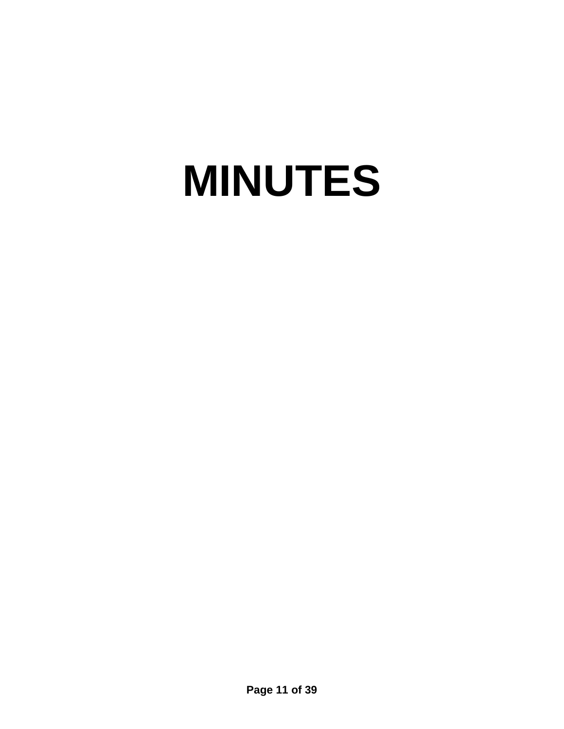# MINUTES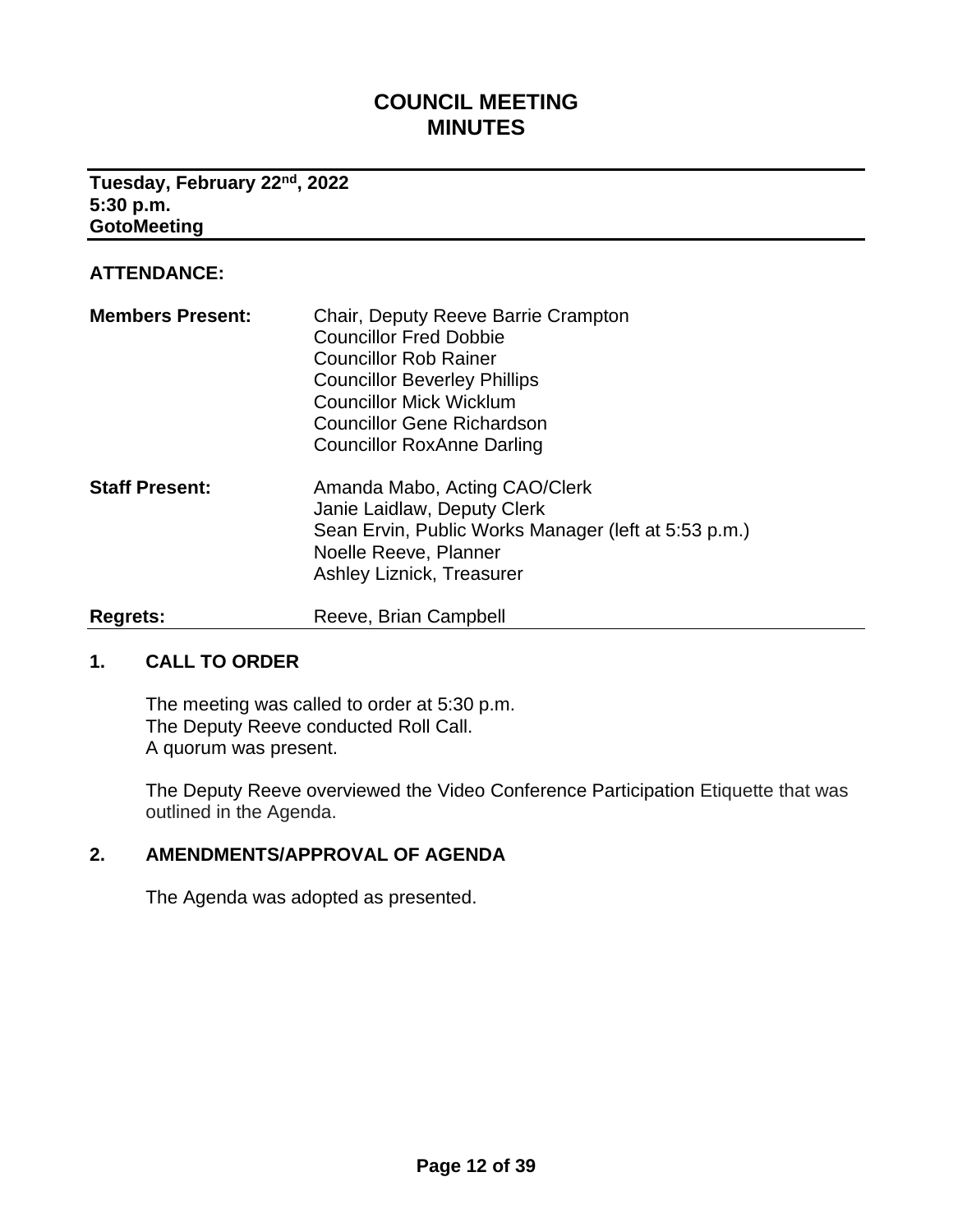# COUNCIL MEETING
# MINUTES

**Tuesday, February 22nd, 2022**
**5:30 p.m.**
**GotoMeeting**

**ATTENDANCE:**

| | |
|---|---|
| **Members Present:** | Chair, Deputy Reeve Barrie Crampton<br>Councillor Fred Dobbie<br>Councillor Rob Rainer<br>Councillor Beverley Phillips<br>Councillor Mick Wicklum<br>Councillor Gene Richardson<br>Councillor RoxAnne Darling |
| **Staff Present:** | Amanda Mabo, Acting CAO/Clerk<br>Janie Laidlaw, Deputy Clerk<br>Sean Ervin, Public Works Manager (left at 5:53 p.m.)<br>Noelle Reeve, Planner<br>Ashley Liznick, Treasurer |
| **Regrets:** | Reeve, Brian Campbell |

## 1. CALL TO ORDER

The meeting was called to order at 5:30 p.m.
The Deputy Reeve conducted Roll Call.
A quorum was present.

The Deputy Reeve overviewed the Video Conference Participation Etiquette that was outlined in the Agenda.

## 2. AMENDMENTS/APPROVAL OF AGENDA

The Agenda was adopted as presented.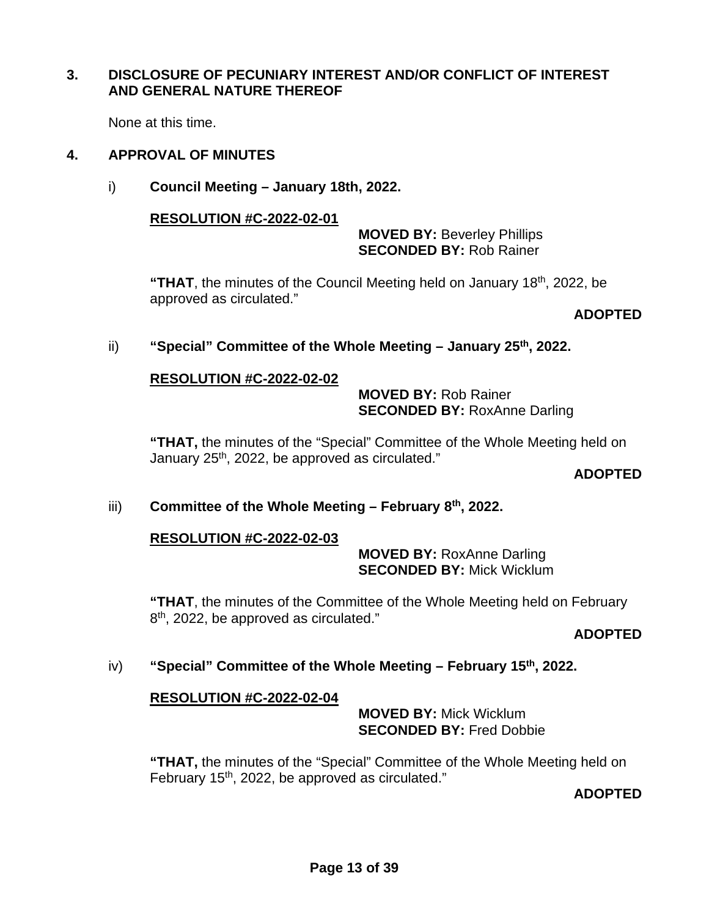## 3. DISCLOSURE OF PECUNIARY INTEREST AND/OR CONFLICT OF INTEREST AND GENERAL NATURE THEREOF

None at this time.

## 4. APPROVAL OF MINUTES

i) **Council Meeting – January 18th, 2022.**

**RESOLUTION #C-2022-02-01**

**MOVED BY:** Beverley Phillips
**SECONDED BY:** Rob Rainer

**"THAT**, the minutes of the Council Meeting held on January 18th, 2022, be approved as circulated."

**ADOPTED**

ii) **"Special" Committee of the Whole Meeting – January 25th, 2022.**

**RESOLUTION #C-2022-02-02**

**MOVED BY:** Rob Rainer
**SECONDED BY:** RoxAnne Darling

**"THAT,** the minutes of the "Special" Committee of the Whole Meeting held on January 25th, 2022, be approved as circulated."

**ADOPTED**

iii) **Committee of the Whole Meeting – February 8th, 2022.**

**RESOLUTION #C-2022-02-03**

**MOVED BY:** RoxAnne Darling
**SECONDED BY:** Mick Wicklum

**"THAT**, the minutes of the Committee of the Whole Meeting held on February 8th, 2022, be approved as circulated."

**ADOPTED**

iv) **"Special" Committee of the Whole Meeting – February 15th, 2022.**

**RESOLUTION #C-2022-02-04**

**MOVED BY:** Mick Wicklum
**SECONDED BY:** Fred Dobbie

**"THAT,** the minutes of the "Special" Committee of the Whole Meeting held on February 15th, 2022, be approved as circulated."

**ADOPTED**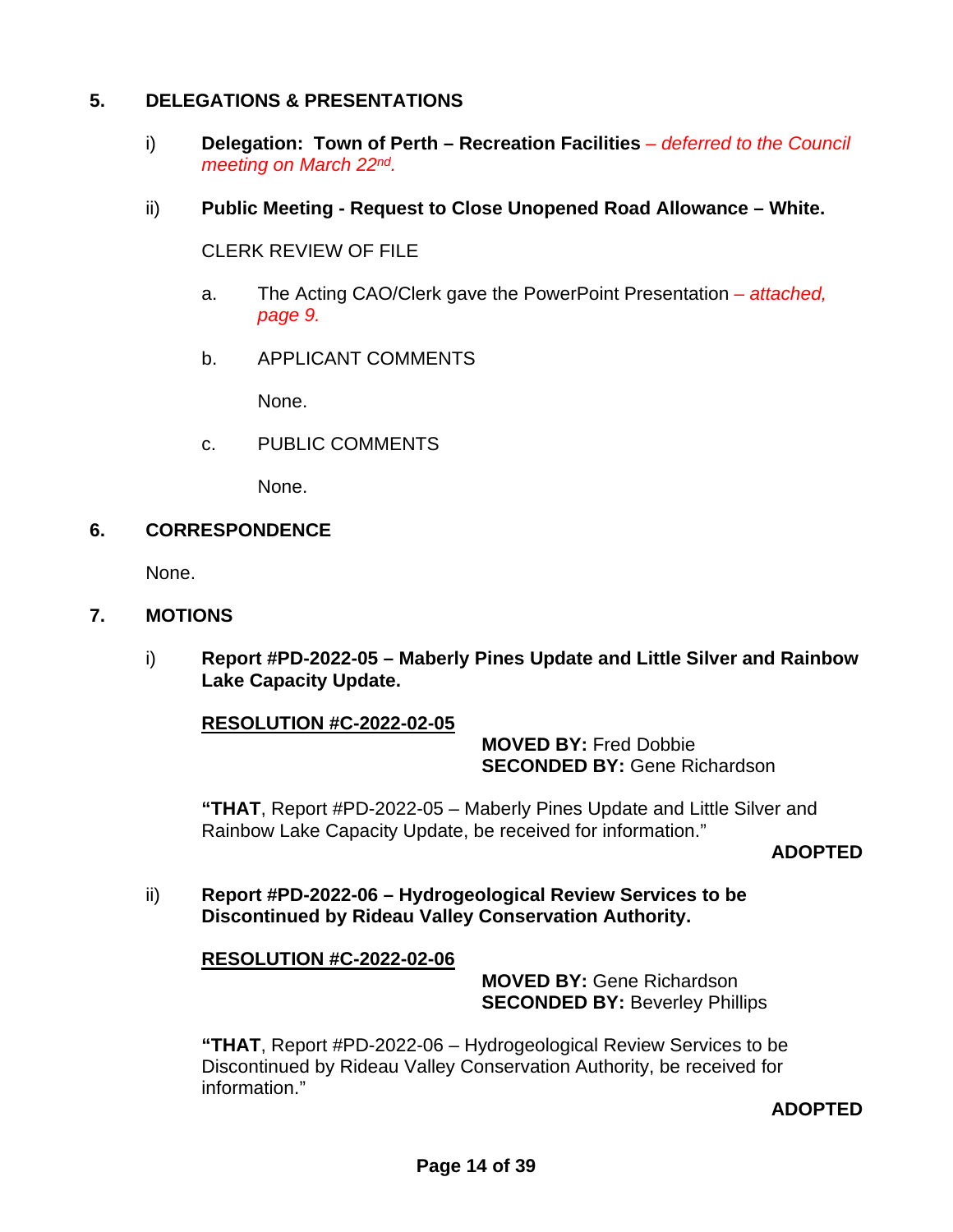## 5. DELEGATIONS & PRESENTATIONS

i) **Delegation: Town of Perth – Recreation Facilities** *– deferred to the Council meeting on March 22nd.*

ii) **Public Meeting - Request to Close Unopened Road Allowance – White.**

CLERK REVIEW OF FILE

a. The Acting CAO/Clerk gave the PowerPoint Presentation *– attached, page 9.*

b. APPLICANT COMMENTS

None.

c. PUBLIC COMMENTS

None.

## 6. CORRESPONDENCE

None.

## 7. MOTIONS

i) **Report #PD-2022-05 – Maberly Pines Update and Little Silver and Rainbow Lake Capacity Update.**

**RESOLUTION #C-2022-02-05**

**MOVED BY:** Fred Dobbie
**SECONDED BY:** Gene Richardson

**"THAT**, Report #PD-2022-05 – Maberly Pines Update and Little Silver and Rainbow Lake Capacity Update, be received for information."

**ADOPTED**

ii) **Report #PD-2022-06 – Hydrogeological Review Services to be Discontinued by Rideau Valley Conservation Authority.**

**RESOLUTION #C-2022-02-06**

**MOVED BY:** Gene Richardson
**SECONDED BY:** Beverley Phillips

**"THAT**, Report #PD-2022-06 – Hydrogeological Review Services to be Discontinued by Rideau Valley Conservation Authority, be received for information."

**ADOPTED**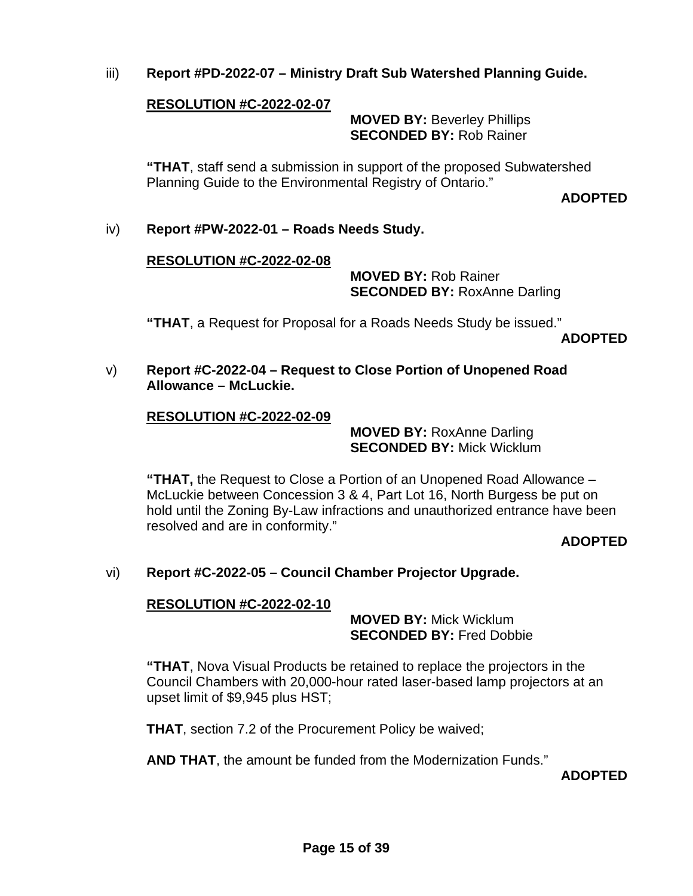iii) **Report #PD-2022-07 – Ministry Draft Sub Watershed Planning Guide.**

**RESOLUTION #C-2022-02-07**

**MOVED BY:** Beverley Phillips
**SECONDED BY:** Rob Rainer

**"THAT**, staff send a submission in support of the proposed Subwatershed Planning Guide to the Environmental Registry of Ontario."

**ADOPTED**

iv) **Report #PW-2022-01 – Roads Needs Study.**

**RESOLUTION #C-2022-02-08**

**MOVED BY:** Rob Rainer
**SECONDED BY:** RoxAnne Darling

**"THAT**, a Request for Proposal for a Roads Needs Study be issued."

**ADOPTED**

v) **Report #C-2022-04 – Request to Close Portion of Unopened Road Allowance – McLuckie.**

**RESOLUTION #C-2022-02-09**

**MOVED BY:** RoxAnne Darling
**SECONDED BY:** Mick Wicklum

**"THAT,** the Request to Close a Portion of an Unopened Road Allowance – McLuckie between Concession 3 & 4, Part Lot 16, North Burgess be put on hold until the Zoning By-Law infractions and unauthorized entrance have been resolved and are in conformity."

**ADOPTED**

vi) **Report #C-2022-05 – Council Chamber Projector Upgrade.**

**RESOLUTION #C-2022-02-10**

**MOVED BY:** Mick Wicklum
**SECONDED BY:** Fred Dobbie

**"THAT**, Nova Visual Products be retained to replace the projectors in the Council Chambers with 20,000-hour rated laser-based lamp projectors at an upset limit of $9,945 plus HST;

**THAT**, section 7.2 of the Procurement Policy be waived;

**AND THAT**, the amount be funded from the Modernization Funds."

**ADOPTED**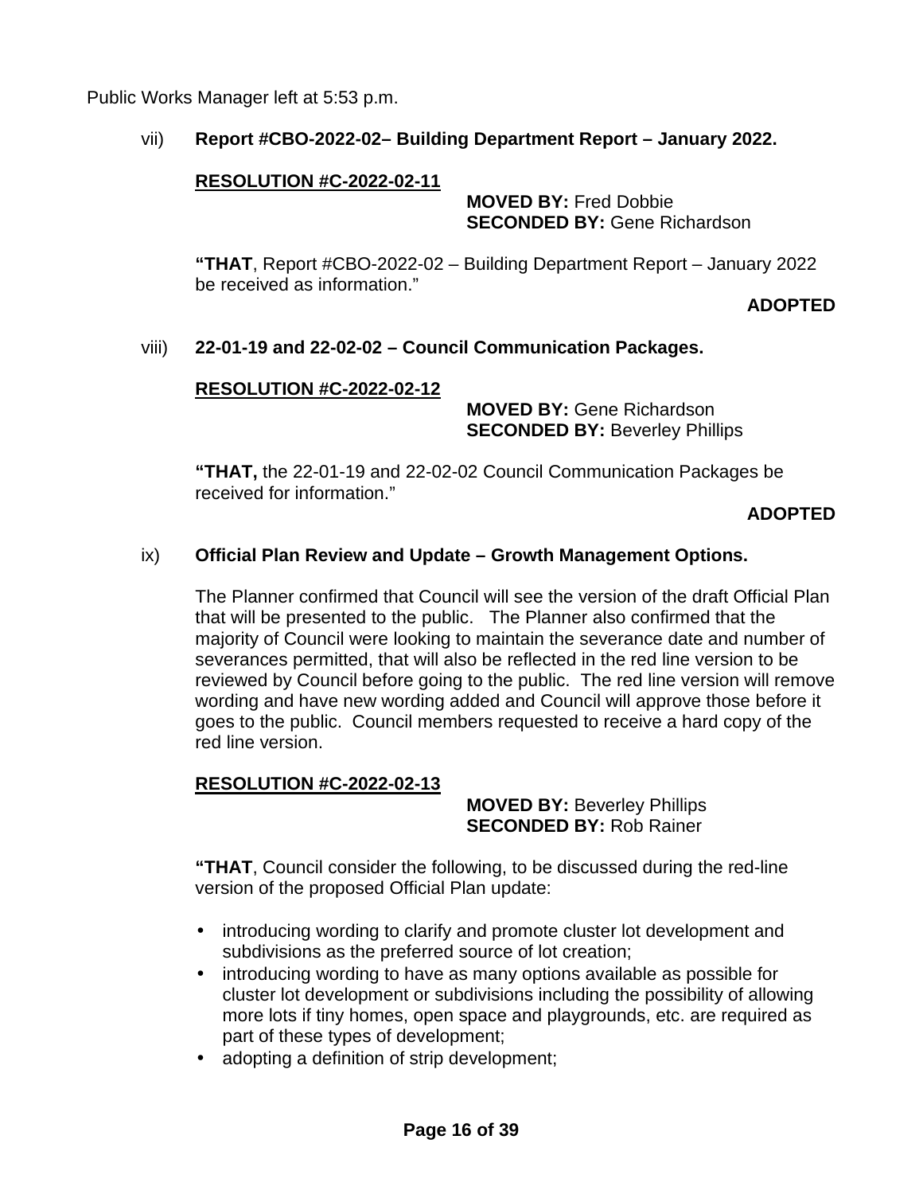Public Works Manager left at 5:53 p.m.

vii) **Report #CBO-2022-02– Building Department Report – January 2022.**

**RESOLUTION #C-2022-02-11**

**MOVED BY:** Fred Dobbie
**SECONDED BY:** Gene Richardson

**"THAT**, Report #CBO-2022-02 – Building Department Report – January 2022 be received as information."

**ADOPTED**

viii) **22-01-19 and 22-02-02 – Council Communication Packages.**

**RESOLUTION #C-2022-02-12**

**MOVED BY:** Gene Richardson
**SECONDED BY:** Beverley Phillips

**"THAT,** the 22-01-19 and 22-02-02 Council Communication Packages be received for information."

**ADOPTED**

ix) **Official Plan Review and Update – Growth Management Options.**

The Planner confirmed that Council will see the version of the draft Official Plan that will be presented to the public. The Planner also confirmed that the majority of Council were looking to maintain the severance date and number of severances permitted, that will also be reflected in the red line version to be reviewed by Council before going to the public. The red line version will remove wording and have new wording added and Council will approve those before it goes to the public. Council members requested to receive a hard copy of the red line version.

**RESOLUTION #C-2022-02-13**

**MOVED BY:** Beverley Phillips
**SECONDED BY:** Rob Rainer

**"THAT**, Council consider the following, to be discussed during the red-line version of the proposed Official Plan update:

- introducing wording to clarify and promote cluster lot development and subdivisions as the preferred source of lot creation;
- introducing wording to have as many options available as possible for cluster lot development or subdivisions including the possibility of allowing more lots if tiny homes, open space and playgrounds, etc. are required as part of these types of development;
- adopting a definition of strip development;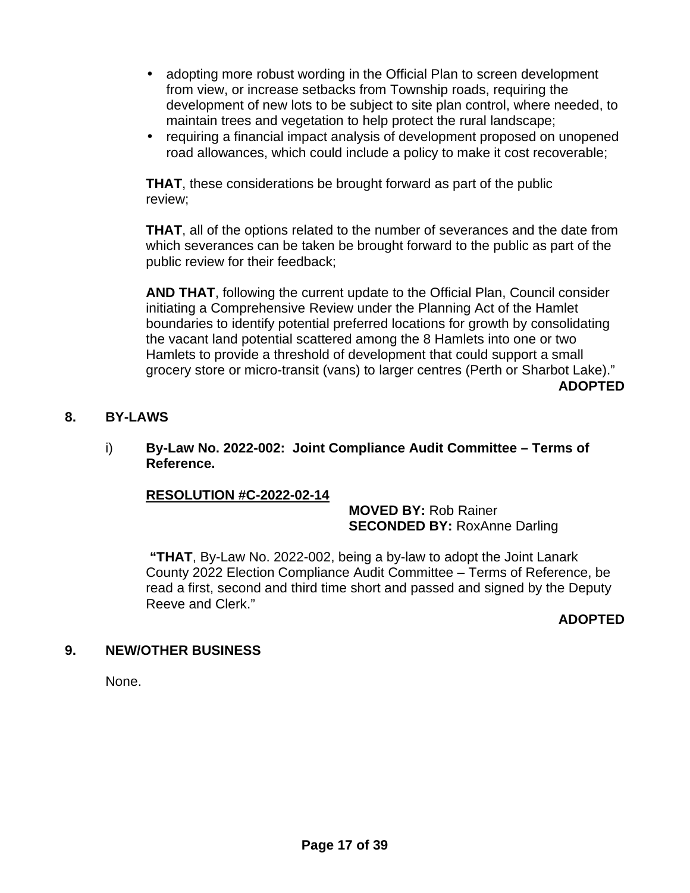- adopting more robust wording in the Official Plan to screen development from view, or increase setbacks from Township roads, requiring the development of new lots to be subject to site plan control, where needed, to maintain trees and vegetation to help protect the rural landscape;
- requiring a financial impact analysis of development proposed on unopened road allowances, which could include a policy to make it cost recoverable;

**THAT**, these considerations be brought forward as part of the public review;

**THAT**, all of the options related to the number of severances and the date from which severances can be taken be brought forward to the public as part of the public review for their feedback;

**AND THAT**, following the current update to the Official Plan, Council consider initiating a Comprehensive Review under the Planning Act of the Hamlet boundaries to identify potential preferred locations for growth by consolidating the vacant land potential scattered among the 8 Hamlets into one or two Hamlets to provide a threshold of development that could support a small grocery store or micro-transit (vans) to larger centres (Perth or Sharbot Lake)."

**ADOPTED**

## 8. BY-LAWS

i) **By-Law No. 2022-002: Joint Compliance Audit Committee – Terms of Reference.**

**RESOLUTION #C-2022-02-14**

**MOVED BY:** Rob Rainer
**SECONDED BY:** RoxAnne Darling

**"THAT**, By-Law No. 2022-002, being a by-law to adopt the Joint Lanark County 2022 Election Compliance Audit Committee – Terms of Reference, be read a first, second and third time short and passed and signed by the Deputy Reeve and Clerk."

**ADOPTED**

## 9. NEW/OTHER BUSINESS

None.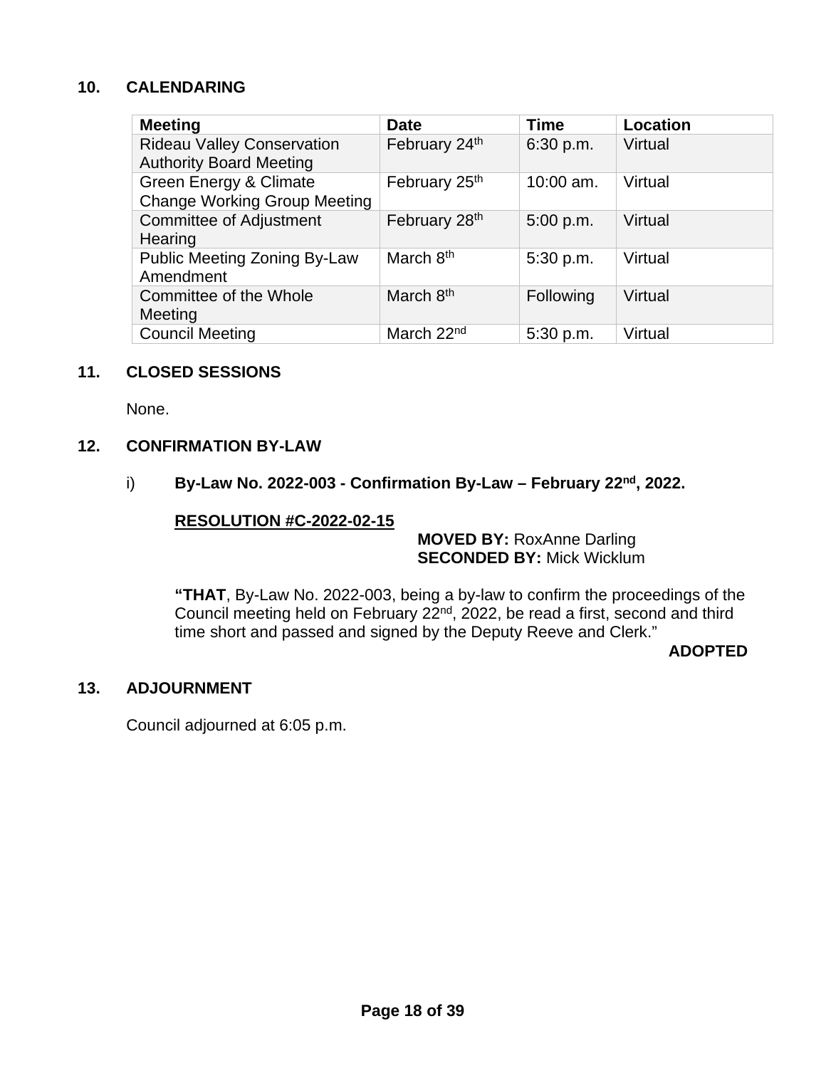## 10. CALENDARING

| Meeting | Date | Time | Location |
|---|---|---|---|
| Rideau Valley Conservation Authority Board Meeting | February 24th | 6:30 p.m. | Virtual |
| Green Energy & Climate Change Working Group Meeting | February 25th | 10:00 am. | Virtual |
| Committee of Adjustment Hearing | February 28th | 5:00 p.m. | Virtual |
| Public Meeting Zoning By-Law Amendment | March 8th | 5:30 p.m. | Virtual |
| Committee of the Whole Meeting | March 8th | Following | Virtual |
| Council Meeting | March 22nd | 5:30 p.m. | Virtual |

## 11. CLOSED SESSIONS

None.

## 12. CONFIRMATION BY-LAW

i) **By-Law No. 2022-003 - Confirmation By-Law – February 22nd, 2022.**

**RESOLUTION #C-2022-02-15**

**MOVED BY:** RoxAnne Darling
**SECONDED BY:** Mick Wicklum

**"THAT**, By-Law No. 2022-003, being a by-law to confirm the proceedings of the Council meeting held on February 22nd, 2022, be read a first, second and third time short and passed and signed by the Deputy Reeve and Clerk."

**ADOPTED**

## 13. ADJOURNMENT

Council adjourned at 6:05 p.m.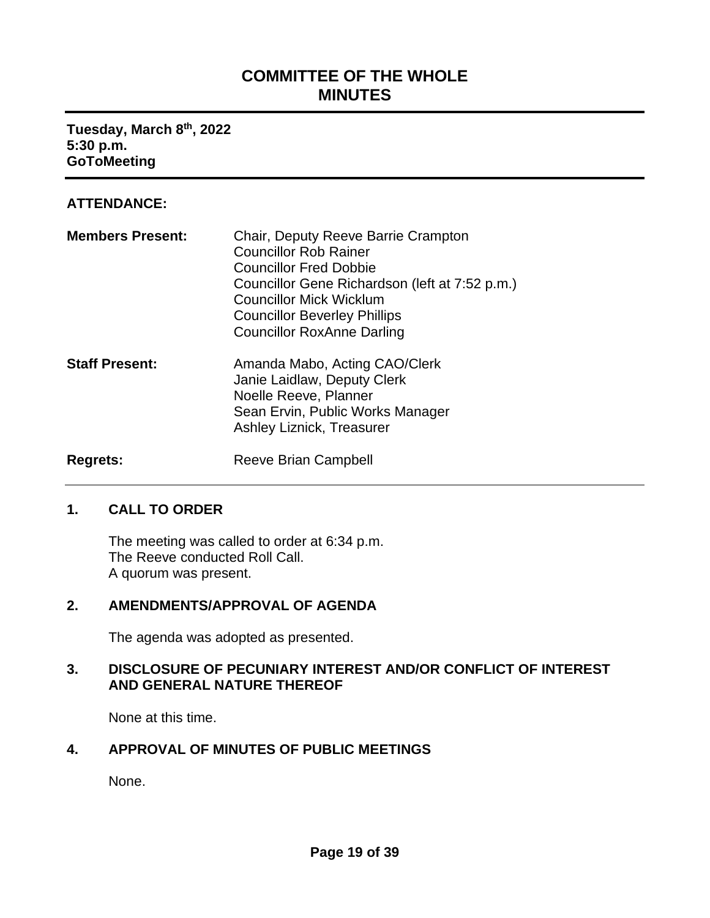# COMMITTEE OF THE WHOLE MINUTES

**Tuesday, March 8th, 2022**
**5:30 p.m.**
**GoToMeeting**

---

## ATTENDANCE:

**Members Present:**
Chair, Deputy Reeve Barrie Crampton
Councillor Rob Rainer
Councillor Fred Dobbie
Councillor Gene Richardson (left at 7:52 p.m.)
Councillor Mick Wicklum
Councillor Beverley Phillips
Councillor RoxAnne Darling

**Staff Present:**
Amanda Mabo, Acting CAO/Clerk
Janie Laidlaw, Deputy Clerk
Noelle Reeve, Planner
Sean Ervin, Public Works Manager
Ashley Liznick, Treasurer

**Regrets:**
Reeve Brian Campbell

---

## 1. CALL TO ORDER

The meeting was called to order at 6:34 p.m.
The Reeve conducted Roll Call.
A quorum was present.

## 2. AMENDMENTS/APPROVAL OF AGENDA

The agenda was adopted as presented.

## 3. DISCLOSURE OF PECUNIARY INTEREST AND/OR CONFLICT OF INTEREST AND GENERAL NATURE THEREOF

None at this time.

## 4. APPROVAL OF MINUTES OF PUBLIC MEETINGS

None.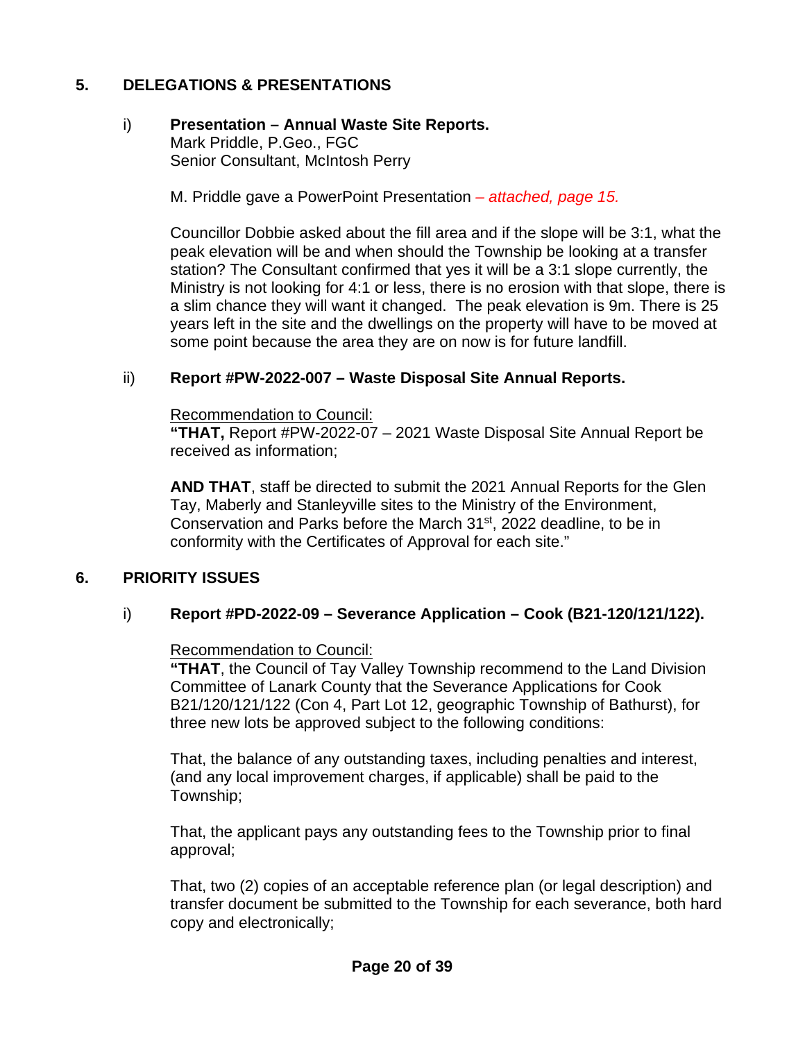## 5. DELEGATIONS & PRESENTATIONS

i) **Presentation – Annual Waste Site Reports.**
Mark Priddle, P.Geo., FGC
Senior Consultant, McIntosh Perry

M. Priddle gave a PowerPoint Presentation *– attached, page 15.*

Councillor Dobbie asked about the fill area and if the slope will be 3:1, what the peak elevation will be and when should the Township be looking at a transfer station? The Consultant confirmed that yes it will be a 3:1 slope currently, the Ministry is not looking for 4:1 or less, there is no erosion with that slope, there is a slim chance they will want it changed. The peak elevation is 9m. There is 25 years left in the site and the dwellings on the property will have to be moved at some point because the area they are on now is for future landfill.

ii) **Report #PW-2022-007 – Waste Disposal Site Annual Reports.**

Recommendation to Council:
**"THAT,** Report #PW-2022-07 – 2021 Waste Disposal Site Annual Report be received as information;

**AND THAT**, staff be directed to submit the 2021 Annual Reports for the Glen Tay, Maberly and Stanleyville sites to the Ministry of the Environment, Conservation and Parks before the March 31st, 2022 deadline, to be in conformity with the Certificates of Approval for each site."

## 6. PRIORITY ISSUES

i) **Report #PD-2022-09 – Severance Application – Cook (B21-120/121/122).**

Recommendation to Council:
**"THAT**, the Council of Tay Valley Township recommend to the Land Division Committee of Lanark County that the Severance Applications for Cook B21/120/121/122 (Con 4, Part Lot 12, geographic Township of Bathurst), for three new lots be approved subject to the following conditions:

That, the balance of any outstanding taxes, including penalties and interest, (and any local improvement charges, if applicable) shall be paid to the Township;

That, the applicant pays any outstanding fees to the Township prior to final approval;

That, two (2) copies of an acceptable reference plan (or legal description) and transfer document be submitted to the Township for each severance, both hard copy and electronically;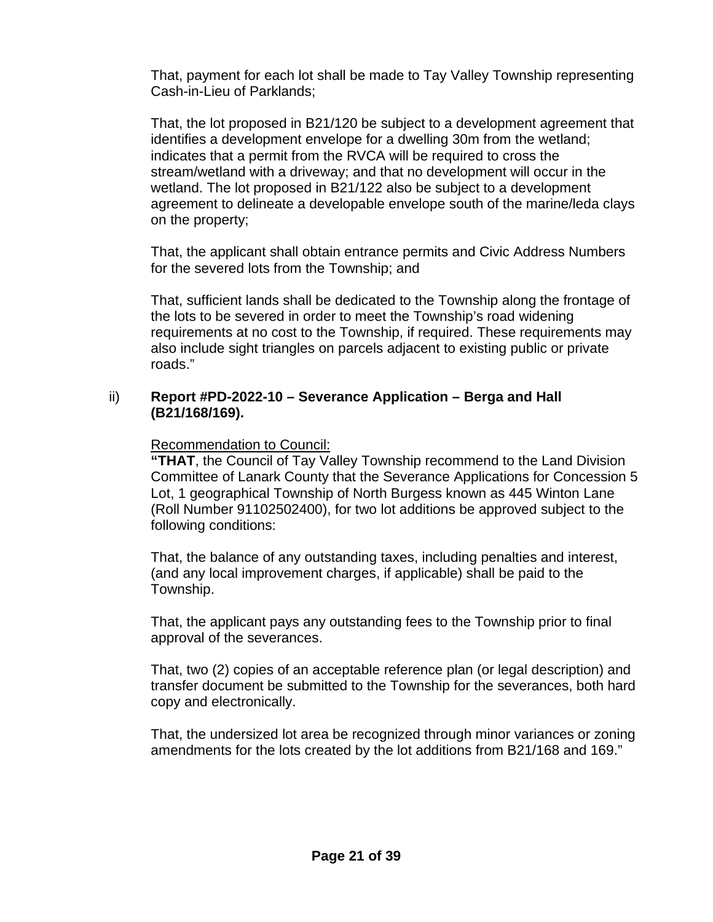That, payment for each lot shall be made to Tay Valley Township representing Cash-in-Lieu of Parklands;

That, the lot proposed in B21/120 be subject to a development agreement that identifies a development envelope for a dwelling 30m from the wetland; indicates that a permit from the RVCA will be required to cross the stream/wetland with a driveway; and that no development will occur in the wetland. The lot proposed in B21/122 also be subject to a development agreement to delineate a developable envelope south of the marine/leda clays on the property;

That, the applicant shall obtain entrance permits and Civic Address Numbers for the severed lots from the Township; and

That, sufficient lands shall be dedicated to the Township along the frontage of the lots to be severed in order to meet the Township's road widening requirements at no cost to the Township, if required. These requirements may also include sight triangles on parcels adjacent to existing public or private roads."

ii) **Report #PD-2022-10 – Severance Application – Berga and Hall (B21/168/169).**

Recommendation to Council:

**"THAT**, the Council of Tay Valley Township recommend to the Land Division Committee of Lanark County that the Severance Applications for Concession 5 Lot, 1 geographical Township of North Burgess known as 445 Winton Lane (Roll Number 91102502400), for two lot additions be approved subject to the following conditions:

That, the balance of any outstanding taxes, including penalties and interest, (and any local improvement charges, if applicable) shall be paid to the Township.

That, the applicant pays any outstanding fees to the Township prior to final approval of the severances.

That, two (2) copies of an acceptable reference plan (or legal description) and transfer document be submitted to the Township for the severances, both hard copy and electronically.

That, the undersized lot area be recognized through minor variances or zoning amendments for the lots created by the lot additions from B21/168 and 169."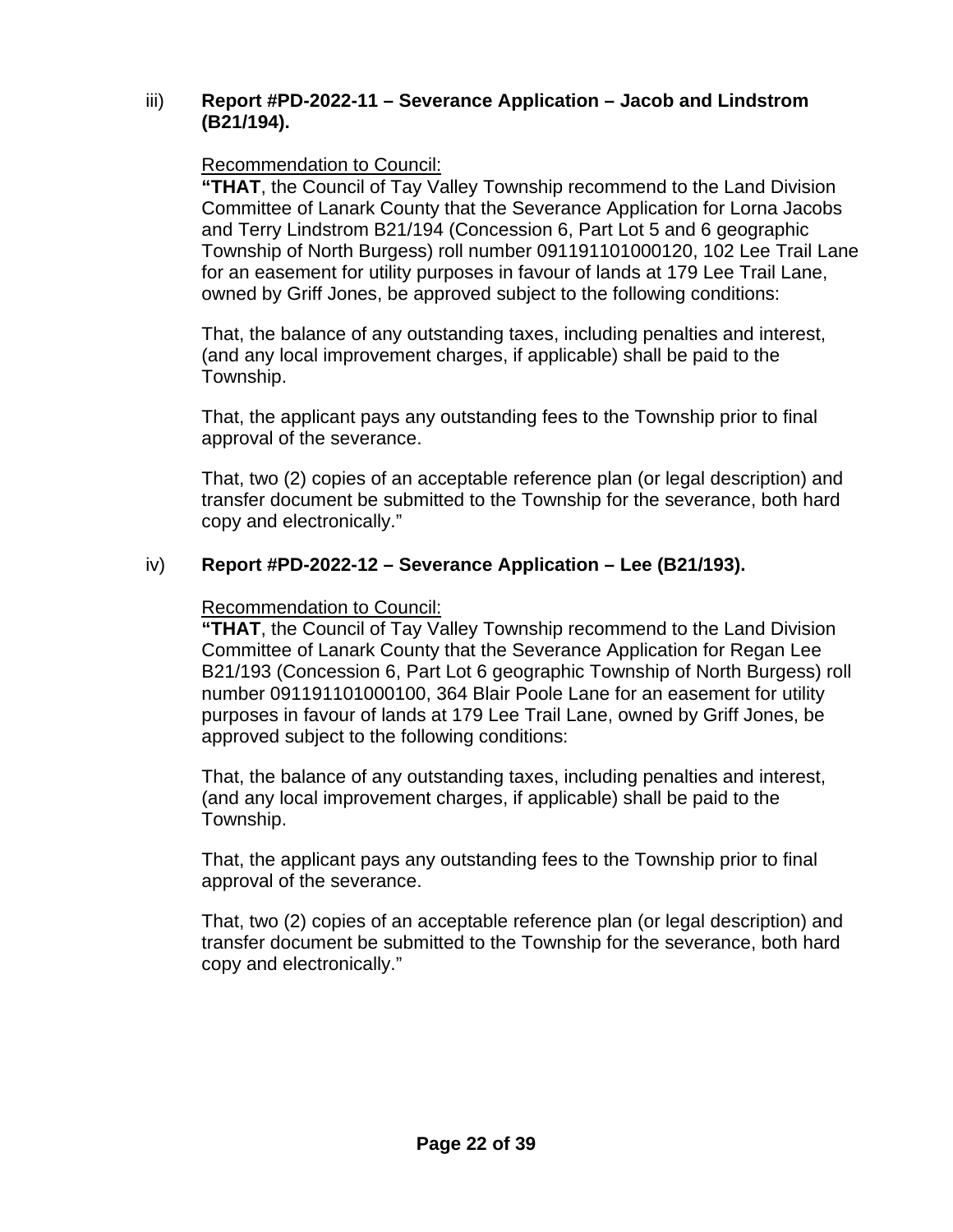iii) **Report #PD-2022-11 – Severance Application – Jacob and Lindstrom (B21/194).**

Recommendation to Council:

**"THAT**, the Council of Tay Valley Township recommend to the Land Division Committee of Lanark County that the Severance Application for Lorna Jacobs and Terry Lindstrom B21/194 (Concession 6, Part Lot 5 and 6 geographic Township of North Burgess) roll number 091191101000120, 102 Lee Trail Lane for an easement for utility purposes in favour of lands at 179 Lee Trail Lane, owned by Griff Jones, be approved subject to the following conditions:

That, the balance of any outstanding taxes, including penalties and interest, (and any local improvement charges, if applicable) shall be paid to the Township.

That, the applicant pays any outstanding fees to the Township prior to final approval of the severance.

That, two (2) copies of an acceptable reference plan (or legal description) and transfer document be submitted to the Township for the severance, both hard copy and electronically."

iv) **Report #PD-2022-12 – Severance Application – Lee (B21/193).**

Recommendation to Council:

**"THAT**, the Council of Tay Valley Township recommend to the Land Division Committee of Lanark County that the Severance Application for Regan Lee B21/193 (Concession 6, Part Lot 6 geographic Township of North Burgess) roll number 091191101000100, 364 Blair Poole Lane for an easement for utility purposes in favour of lands at 179 Lee Trail Lane, owned by Griff Jones, be approved subject to the following conditions:

That, the balance of any outstanding taxes, including penalties and interest, (and any local improvement charges, if applicable) shall be paid to the Township.

That, the applicant pays any outstanding fees to the Township prior to final approval of the severance.

That, two (2) copies of an acceptable reference plan (or legal description) and transfer document be submitted to the Township for the severance, both hard copy and electronically."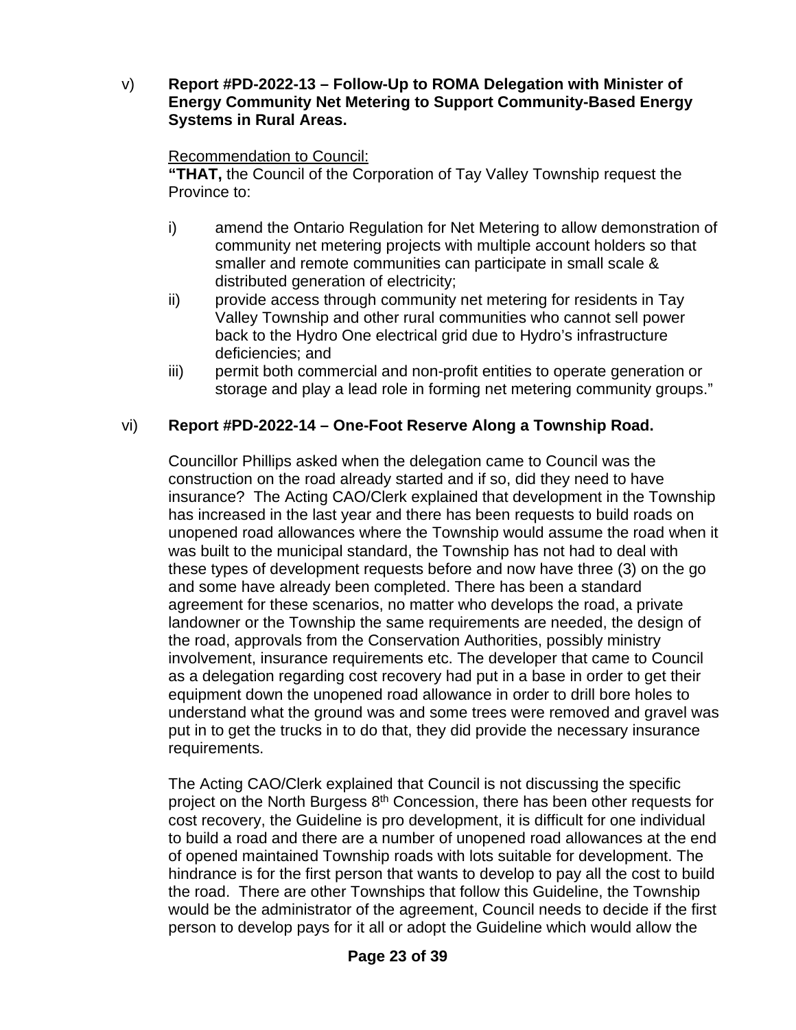v) **Report #PD-2022-13 – Follow-Up to ROMA Delegation with Minister of Energy Community Net Metering to Support Community-Based Energy Systems in Rural Areas.**

Recommendation to Council:

**"THAT,** the Council of the Corporation of Tay Valley Township request the Province to:

i) amend the Ontario Regulation for Net Metering to allow demonstration of community net metering projects with multiple account holders so that smaller and remote communities can participate in small scale & distributed generation of electricity;
ii) provide access through community net metering for residents in Tay Valley Township and other rural communities who cannot sell power back to the Hydro One electrical grid due to Hydro's infrastructure deficiencies; and
iii) permit both commercial and non-profit entities to operate generation or storage and play a lead role in forming net metering community groups."

vi) **Report #PD-2022-14 – One-Foot Reserve Along a Township Road.**

Councillor Phillips asked when the delegation came to Council was the construction on the road already started and if so, did they need to have insurance? The Acting CAO/Clerk explained that development in the Township has increased in the last year and there has been requests to build roads on unopened road allowances where the Township would assume the road when it was built to the municipal standard, the Township has not had to deal with these types of development requests before and now have three (3) on the go and some have already been completed. There has been a standard agreement for these scenarios, no matter who develops the road, a private landowner or the Township the same requirements are needed, the design of the road, approvals from the Conservation Authorities, possibly ministry involvement, insurance requirements etc. The developer that came to Council as a delegation regarding cost recovery had put in a base in order to get their equipment down the unopened road allowance in order to drill bore holes to understand what the ground was and some trees were removed and gravel was put in to get the trucks in to do that, they did provide the necessary insurance requirements.

The Acting CAO/Clerk explained that Council is not discussing the specific project on the North Burgess 8th Concession, there has been other requests for cost recovery, the Guideline is pro development, it is difficult for one individual to build a road and there are a number of unopened road allowances at the end of opened maintained Township roads with lots suitable for development. The hindrance is for the first person that wants to develop to pay all the cost to build the road. There are other Townships that follow this Guideline, the Township would be the administrator of the agreement, Council needs to decide if the first person to develop pays for it all or adopt the Guideline which would allow the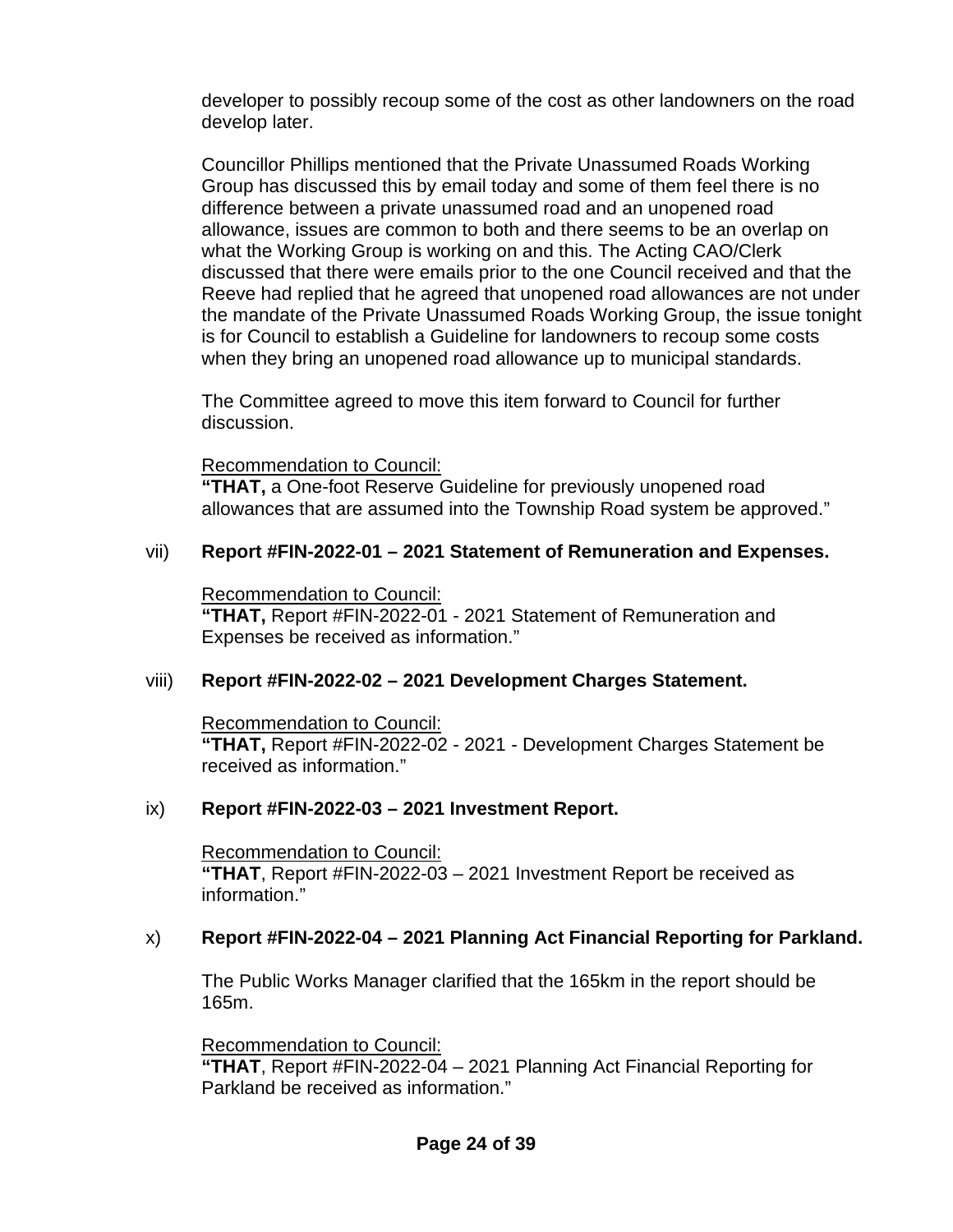developer to possibly recoup some of the cost as other landowners on the road develop later.

Councillor Phillips mentioned that the Private Unassumed Roads Working Group has discussed this by email today and some of them feel there is no difference between a private unassumed road and an unopened road allowance, issues are common to both and there seems to be an overlap on what the Working Group is working on and this. The Acting CAO/Clerk discussed that there were emails prior to the one Council received and that the Reeve had replied that he agreed that unopened road allowances are not under the mandate of the Private Unassumed Roads Working Group, the issue tonight is for Council to establish a Guideline for landowners to recoup some costs when they bring an unopened road allowance up to municipal standards.

The Committee agreed to move this item forward to Council for further discussion.

Recommendation to Council:
**"THAT,** a One-foot Reserve Guideline for previously unopened road allowances that are assumed into the Township Road system be approved."

vii) **Report #FIN-2022-01 – 2021 Statement of Remuneration and Expenses.**

Recommendation to Council:
**"THAT,** Report #FIN-2022-01 - 2021 Statement of Remuneration and Expenses be received as information."

viii) **Report #FIN-2022-02 – 2021 Development Charges Statement.**

Recommendation to Council:
**"THAT,** Report #FIN-2022-02 - 2021 - Development Charges Statement be received as information."

ix) **Report #FIN-2022-03 – 2021 Investment Report.**

Recommendation to Council:
**"THAT**, Report #FIN-2022-03 – 2021 Investment Report be received as information."

x) **Report #FIN-2022-04 – 2021 Planning Act Financial Reporting for Parkland.**

The Public Works Manager clarified that the 165km in the report should be 165m.

Recommendation to Council:
**"THAT**, Report #FIN-2022-04 – 2021 Planning Act Financial Reporting for Parkland be received as information."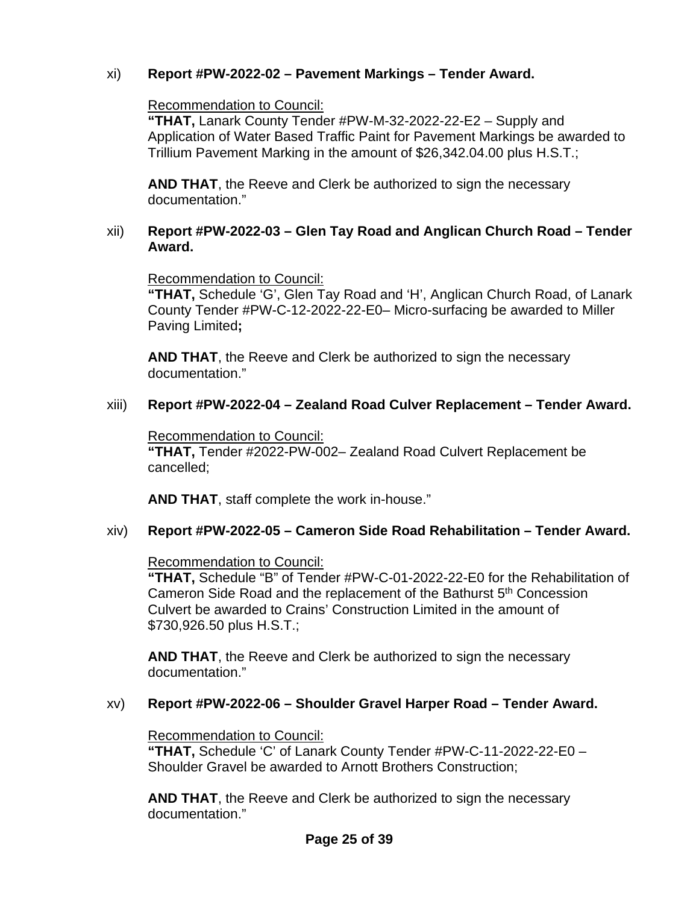xi) **Report #PW-2022-02 – Pavement Markings – Tender Award.**

Recommendation to Council:
**"THAT,** Lanark County Tender #PW-M-32-2022-22-E2 – Supply and Application of Water Based Traffic Paint for Pavement Markings be awarded to Trillium Pavement Marking in the amount of $26,342.04.00 plus H.S.T.;

**AND THAT**, the Reeve and Clerk be authorized to sign the necessary documentation."

xii) **Report #PW-2022-03 – Glen Tay Road and Anglican Church Road – Tender Award.**

Recommendation to Council:
**"THAT,** Schedule 'G', Glen Tay Road and 'H', Anglican Church Road, of Lanark County Tender #PW-C-12-2022-22-E0– Micro-surfacing be awarded to Miller Paving Limited**;**

**AND THAT**, the Reeve and Clerk be authorized to sign the necessary documentation."

xiii) **Report #PW-2022-04 – Zealand Road Culver Replacement – Tender Award.**

Recommendation to Council:
**"THAT,** Tender #2022-PW-002– Zealand Road Culvert Replacement be cancelled;

**AND THAT**, staff complete the work in-house."

xiv) **Report #PW-2022-05 – Cameron Side Road Rehabilitation – Tender Award.**

Recommendation to Council:
**"THAT,** Schedule "B" of Tender #PW-C-01-2022-22-E0 for the Rehabilitation of Cameron Side Road and the replacement of the Bathurst 5th Concession Culvert be awarded to Crains' Construction Limited in the amount of $730,926.50 plus H.S.T.;

**AND THAT**, the Reeve and Clerk be authorized to sign the necessary documentation."

xv) **Report #PW-2022-06 – Shoulder Gravel Harper Road – Tender Award.**

Recommendation to Council:
**"THAT,** Schedule 'C' of Lanark County Tender #PW-C-11-2022-22-E0 – Shoulder Gravel be awarded to Arnott Brothers Construction;

**AND THAT**, the Reeve and Clerk be authorized to sign the necessary documentation."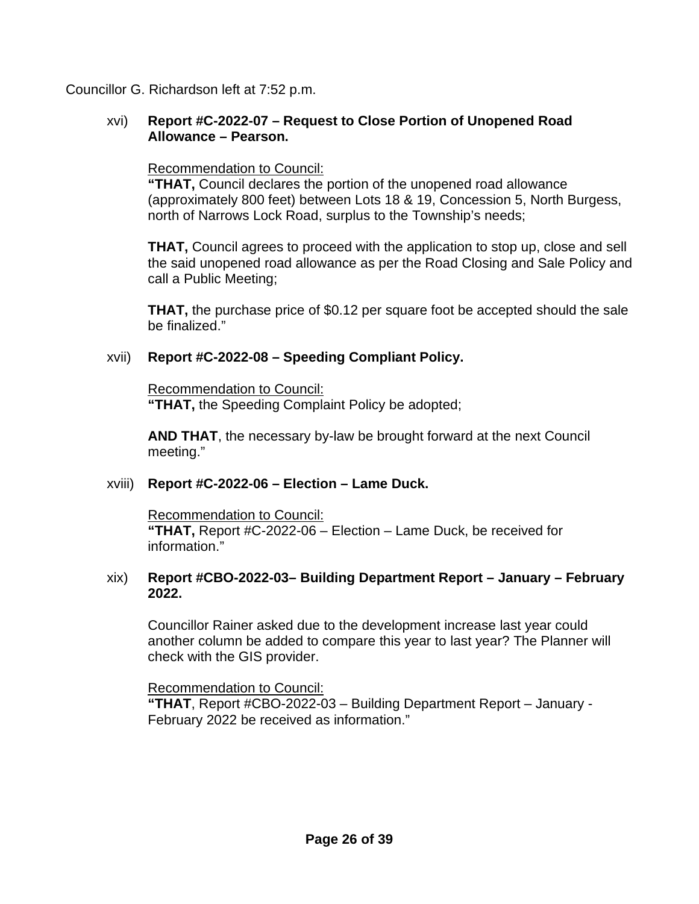Councillor G. Richardson left at 7:52 p.m.

xvi) **Report #C-2022-07 – Request to Close Portion of Unopened Road Allowance – Pearson.**

Recommendation to Council:
**"THAT,** Council declares the portion of the unopened road allowance (approximately 800 feet) between Lots 18 & 19, Concession 5, North Burgess, north of Narrows Lock Road, surplus to the Township's needs;

**THAT,** Council agrees to proceed with the application to stop up, close and sell the said unopened road allowance as per the Road Closing and Sale Policy and call a Public Meeting;

**THAT,** the purchase price of $0.12 per square foot be accepted should the sale be finalized."

xvii) **Report #C-2022-08 – Speeding Compliant Policy.**

Recommendation to Council:
**"THAT,** the Speeding Complaint Policy be adopted;

**AND THAT**, the necessary by-law be brought forward at the next Council meeting."

xviii) **Report #C-2022-06 – Election – Lame Duck.**

Recommendation to Council:
**"THAT,** Report #C-2022-06 – Election – Lame Duck, be received for information."

xix) **Report #CBO-2022-03– Building Department Report – January – February 2022.**

Councillor Rainer asked due to the development increase last year could another column be added to compare this year to last year? The Planner will check with the GIS provider.

Recommendation to Council:
**"THAT**, Report #CBO-2022-03 – Building Department Report – January - February 2022 be received as information."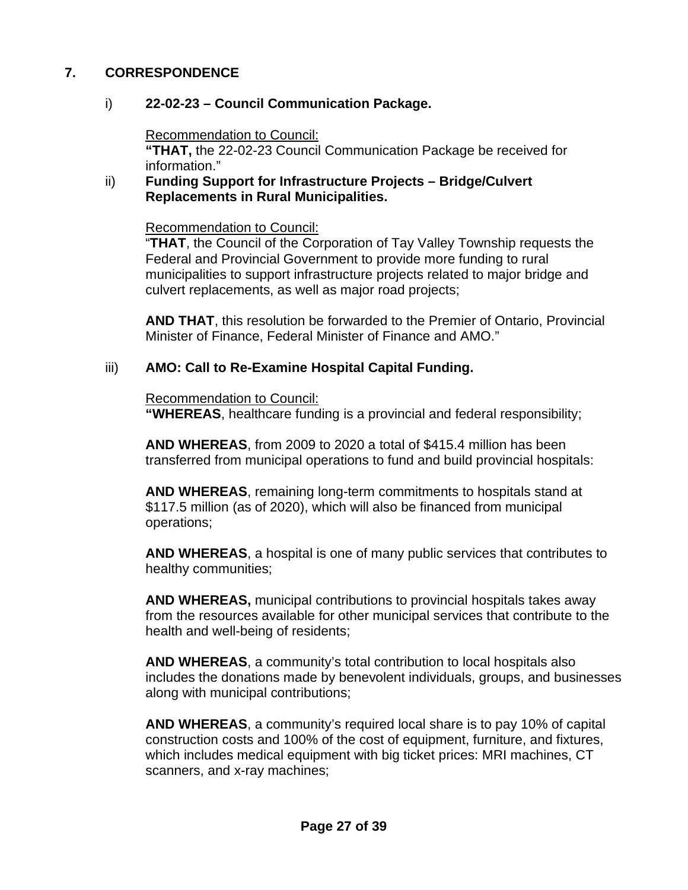## 7. CORRESPONDENCE

### i) 22-02-23 – Council Communication Package.

Recommendation to Council:
**"THAT,** the 22-02-23 Council Communication Package be received for information."

### ii) Funding Support for Infrastructure Projects – Bridge/Culvert Replacements in Rural Municipalities.

Recommendation to Council:
"**THAT**, the Council of the Corporation of Tay Valley Township requests the Federal and Provincial Government to provide more funding to rural municipalities to support infrastructure projects related to major bridge and culvert replacements, as well as major road projects;

**AND THAT**, this resolution be forwarded to the Premier of Ontario, Provincial Minister of Finance, Federal Minister of Finance and AMO."

### iii) AMO: Call to Re-Examine Hospital Capital Funding.

Recommendation to Council:
**"WHEREAS**, healthcare funding is a provincial and federal responsibility;

**AND WHEREAS**, from 2009 to 2020 a total of $415.4 million has been transferred from municipal operations to fund and build provincial hospitals:

**AND WHEREAS**, remaining long-term commitments to hospitals stand at $117.5 million (as of 2020), which will also be financed from municipal operations;

**AND WHEREAS**, a hospital is one of many public services that contributes to healthy communities;

**AND WHEREAS,** municipal contributions to provincial hospitals takes away from the resources available for other municipal services that contribute to the health and well-being of residents;

**AND WHEREAS**, a community's total contribution to local hospitals also includes the donations made by benevolent individuals, groups, and businesses along with municipal contributions;

**AND WHEREAS**, a community's required local share is to pay 10% of capital construction costs and 100% of the cost of equipment, furniture, and fixtures, which includes medical equipment with big ticket prices: MRI machines, CT scanners, and x-ray machines;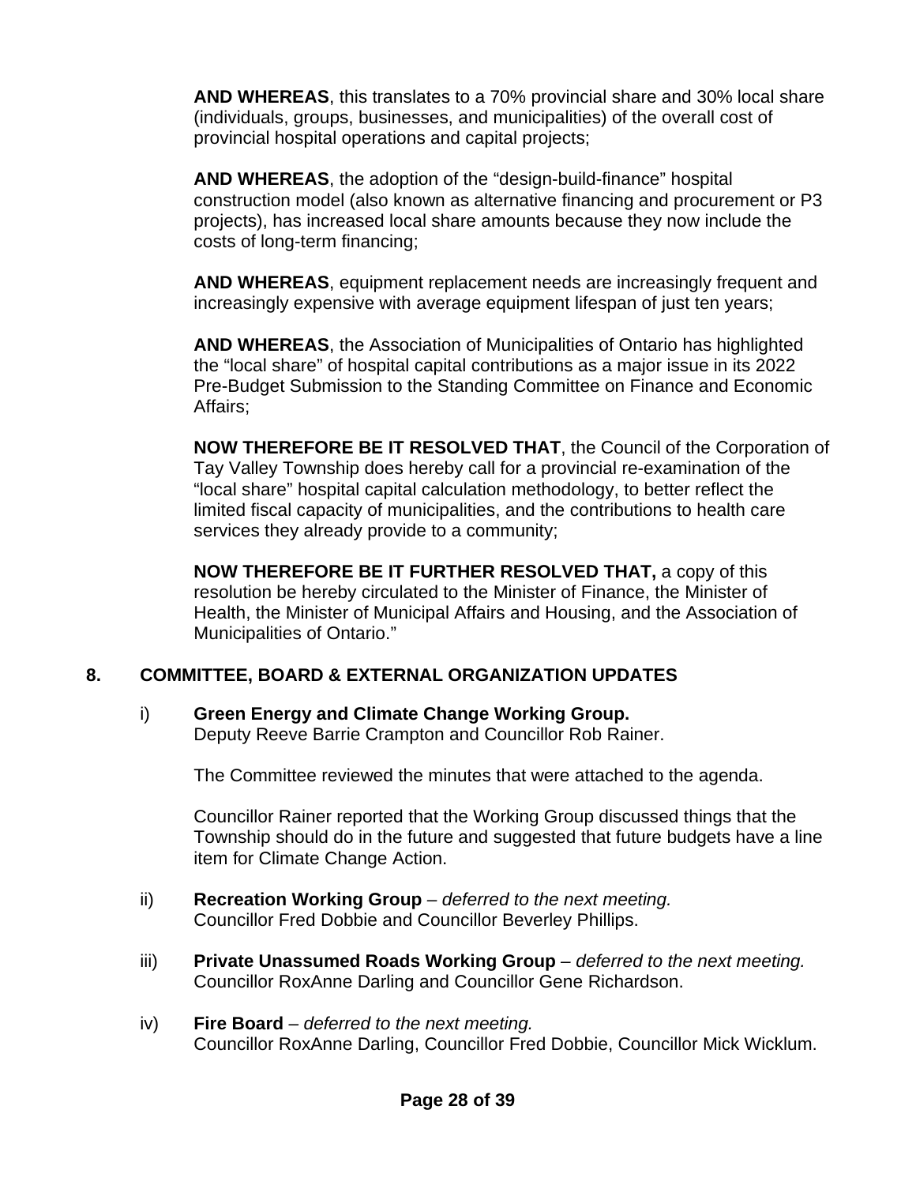**AND WHEREAS**, this translates to a 70% provincial share and 30% local share (individuals, groups, businesses, and municipalities) of the overall cost of provincial hospital operations and capital projects;

**AND WHEREAS**, the adoption of the "design-build-finance" hospital construction model (also known as alternative financing and procurement or P3 projects), has increased local share amounts because they now include the costs of long-term financing;

**AND WHEREAS**, equipment replacement needs are increasingly frequent and increasingly expensive with average equipment lifespan of just ten years;

**AND WHEREAS**, the Association of Municipalities of Ontario has highlighted the "local share" of hospital capital contributions as a major issue in its 2022 Pre-Budget Submission to the Standing Committee on Finance and Economic Affairs;

**NOW THEREFORE BE IT RESOLVED THAT**, the Council of the Corporation of Tay Valley Township does hereby call for a provincial re-examination of the "local share" hospital capital calculation methodology, to better reflect the limited fiscal capacity of municipalities, and the contributions to health care services they already provide to a community;

**NOW THEREFORE BE IT FURTHER RESOLVED THAT,** a copy of this resolution be hereby circulated to the Minister of Finance, the Minister of Health, the Minister of Municipal Affairs and Housing, and the Association of Municipalities of Ontario."

## 8. COMMITTEE, BOARD & EXTERNAL ORGANIZATION UPDATES

i) **Green Energy and Climate Change Working Group.**
Deputy Reeve Barrie Crampton and Councillor Rob Rainer.

The Committee reviewed the minutes that were attached to the agenda.

Councillor Rainer reported that the Working Group discussed things that the Township should do in the future and suggested that future budgets have a line item for Climate Change Action.

ii) **Recreation Working Group** – *deferred to the next meeting.*
Councillor Fred Dobbie and Councillor Beverley Phillips.

iii) **Private Unassumed Roads Working Group** – *deferred to the next meeting.*
Councillor RoxAnne Darling and Councillor Gene Richardson.

iv) **Fire Board** – *deferred to the next meeting.*
Councillor RoxAnne Darling, Councillor Fred Dobbie, Councillor Mick Wicklum.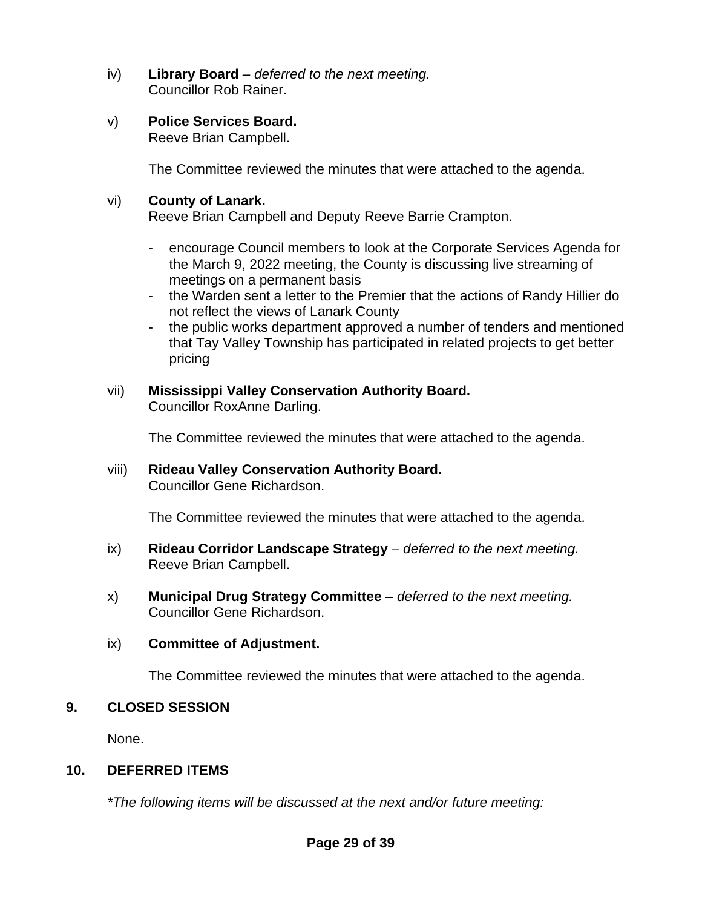iv) **Library Board** – *deferred to the next meeting.*
Councillor Rob Rainer.

v) **Police Services Board.**
Reeve Brian Campbell.

The Committee reviewed the minutes that were attached to the agenda.

vi) **County of Lanark.**
Reeve Brian Campbell and Deputy Reeve Barrie Crampton.

- encourage Council members to look at the Corporate Services Agenda for the March 9, 2022 meeting, the County is discussing live streaming of meetings on a permanent basis
- the Warden sent a letter to the Premier that the actions of Randy Hillier do not reflect the views of Lanark County
- the public works department approved a number of tenders and mentioned that Tay Valley Township has participated in related projects to get better pricing

vii) **Mississippi Valley Conservation Authority Board.**
Councillor RoxAnne Darling.

The Committee reviewed the minutes that were attached to the agenda.

viii) **Rideau Valley Conservation Authority Board.**
Councillor Gene Richardson.

The Committee reviewed the minutes that were attached to the agenda.

ix) **Rideau Corridor Landscape Strategy** – *deferred to the next meeting.*
Reeve Brian Campbell.

x) **Municipal Drug Strategy Committee** – *deferred to the next meeting.*
Councillor Gene Richardson.

ix) **Committee of Adjustment.**

The Committee reviewed the minutes that were attached to the agenda.

## 9. CLOSED SESSION

None.

## 10. DEFERRED ITEMS

*\*The following items will be discussed at the next and/or future meeting:*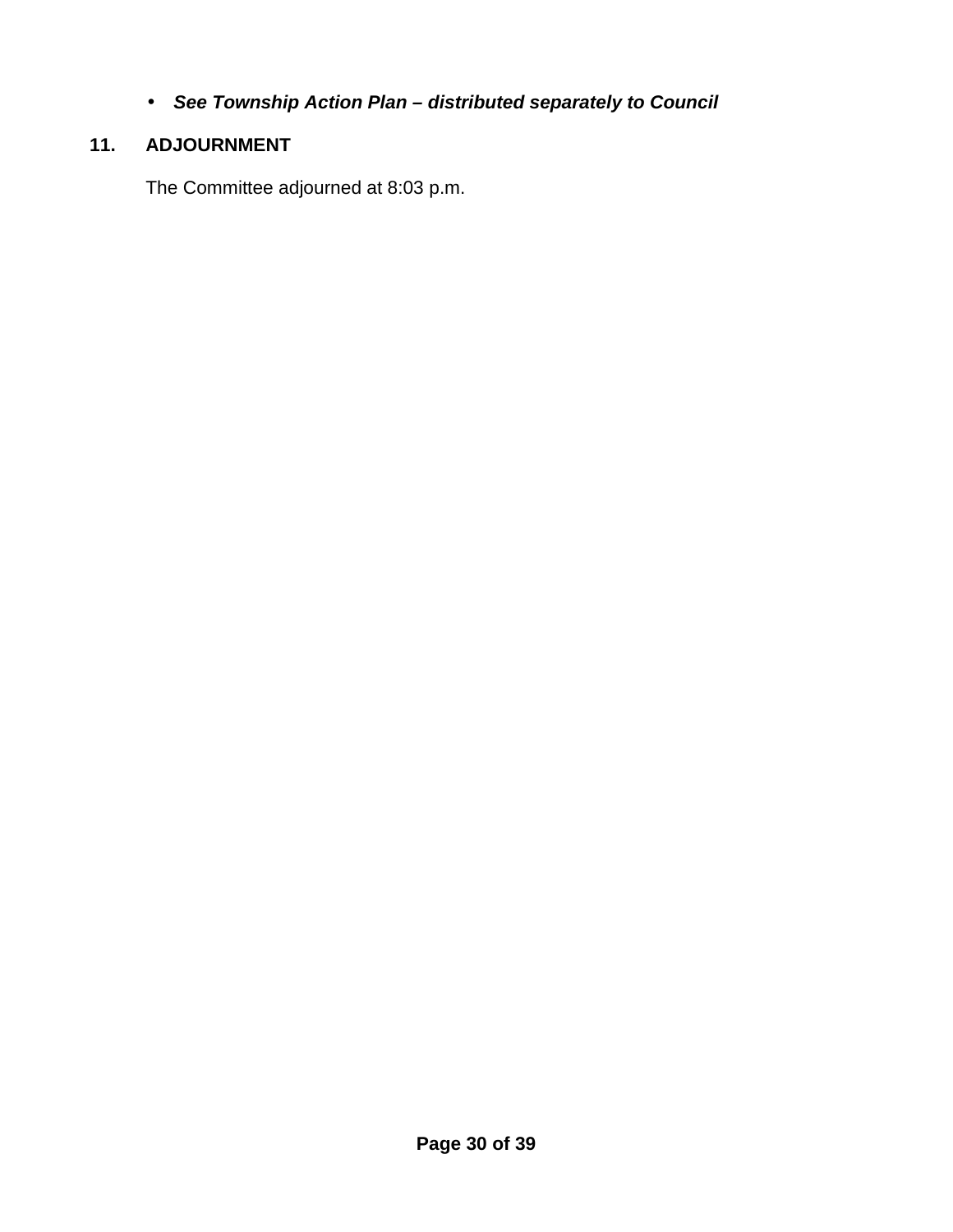- ***See Township Action Plan – distributed separately to Council***

## 11. ADJOURNMENT

The Committee adjourned at 8:03 p.m.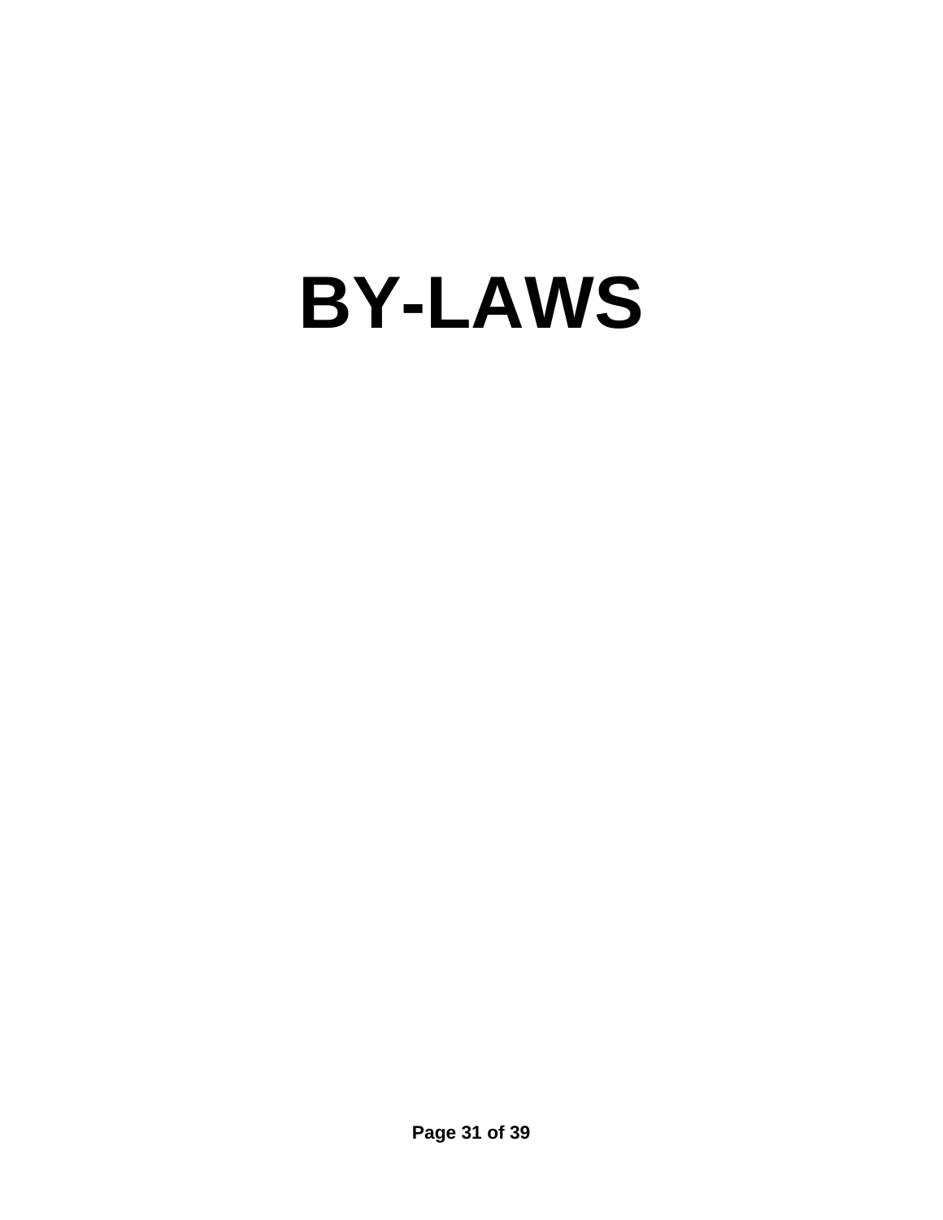# BY-LAWS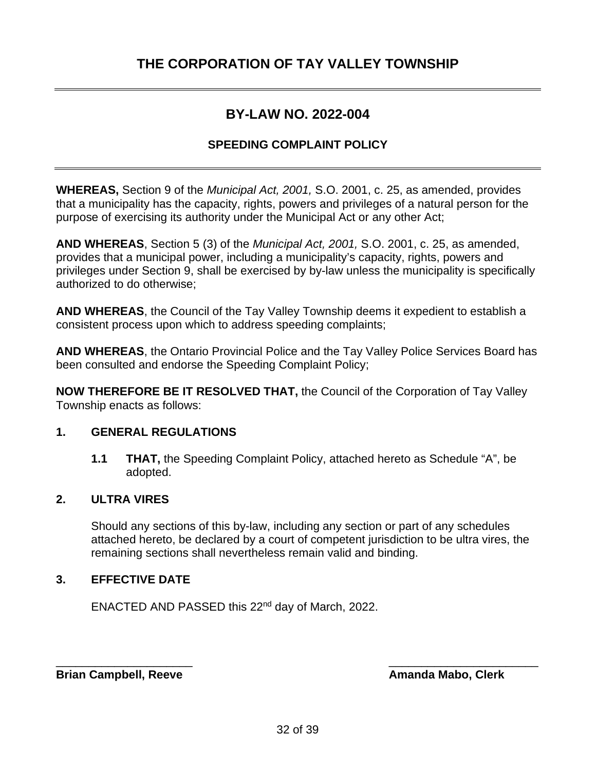# THE CORPORATION OF TAY VALLEY TOWNSHIP

---

## BY-LAW NO. 2022-004

### SPEEDING COMPLAINT POLICY

---

**WHEREAS,** Section 9 of the *Municipal Act, 2001,* S.O. 2001, c. 25, as amended, provides that a municipality has the capacity, rights, powers and privileges of a natural person for the purpose of exercising its authority under the Municipal Act or any other Act;

**AND WHEREAS**, Section 5 (3) of the *Municipal Act, 2001,* S.O. 2001, c. 25, as amended, provides that a municipal power, including a municipality's capacity, rights, powers and privileges under Section 9, shall be exercised by by-law unless the municipality is specifically authorized to do otherwise;

**AND WHEREAS**, the Council of the Tay Valley Township deems it expedient to establish a consistent process upon which to address speeding complaints;

**AND WHEREAS**, the Ontario Provincial Police and the Tay Valley Police Services Board has been consulted and endorse the Speeding Complaint Policy;

**NOW THEREFORE BE IT RESOLVED THAT,** the Council of the Corporation of Tay Valley Township enacts as follows:

**1. GENERAL REGULATIONS**

**1.1 THAT,** the Speeding Complaint Policy, attached hereto as Schedule "A", be adopted.

**2. ULTRA VIRES**

Should any sections of this by-law, including any section or part of any schedules attached hereto, be declared by a court of competent jurisdiction to be ultra vires, the remaining sections shall nevertheless remain valid and binding.

**3. EFFECTIVE DATE**

ENACTED AND PASSED this 22nd day of March, 2022.

_____________________

**Brian Campbell, Reeve**

_____________________

**Amanda Mabo, Clerk**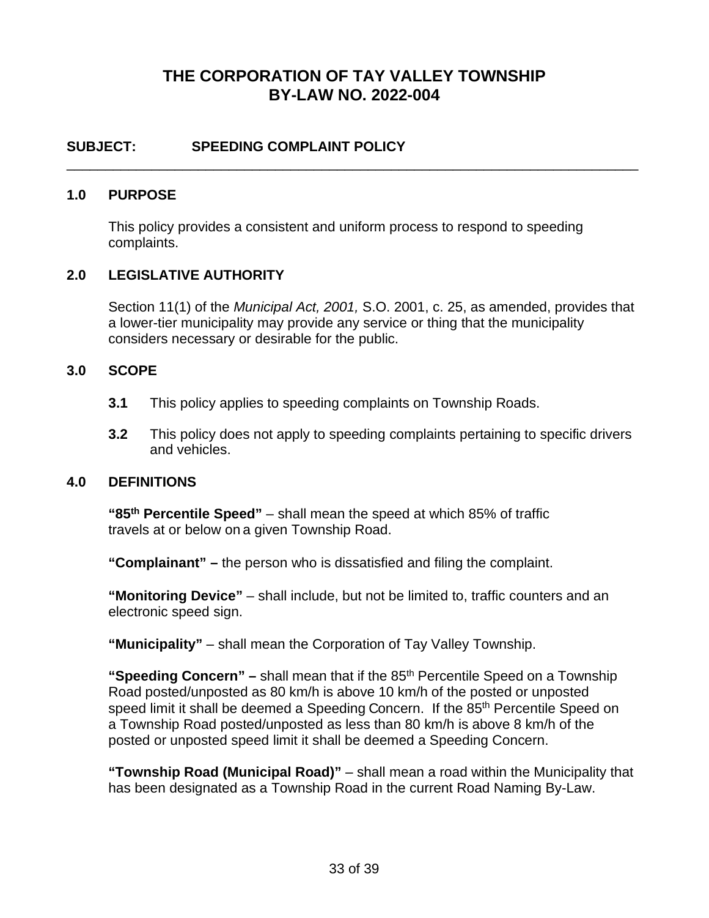# THE CORPORATION OF TAY VALLEY TOWNSHIP
# BY-LAW NO. 2022-004

## SUBJECT: SPEEDING COMPLAINT POLICY

---

### 1.0 PURPOSE

This policy provides a consistent and uniform process to respond to speeding complaints.

### 2.0 LEGISLATIVE AUTHORITY

Section 11(1) of the *Municipal Act, 2001,* S.O. 2001, c. 25, as amended, provides that a lower-tier municipality may provide any service or thing that the municipality considers necessary or desirable for the public.

### 3.0 SCOPE

**3.1** This policy applies to speeding complaints on Township Roads.

**3.2** This policy does not apply to speeding complaints pertaining to specific drivers and vehicles.

### 4.0 DEFINITIONS

**"85th Percentile Speed"** – shall mean the speed at which 85% of traffic travels at or below on a given Township Road.

**"Complainant" –** the person who is dissatisfied and filing the complaint.

**"Monitoring Device"** – shall include, but not be limited to, traffic counters and an electronic speed sign.

**"Municipality"** – shall mean the Corporation of Tay Valley Township.

**"Speeding Concern" –** shall mean that if the 85th Percentile Speed on a Township Road posted/unposted as 80 km/h is above 10 km/h of the posted or unposted speed limit it shall be deemed a Speeding Concern. If the 85th Percentile Speed on a Township Road posted/unposted as less than 80 km/h is above 8 km/h of the posted or unposted speed limit it shall be deemed a Speeding Concern.

**"Township Road (Municipal Road)"** – shall mean a road within the Municipality that has been designated as a Township Road in the current Road Naming By-Law.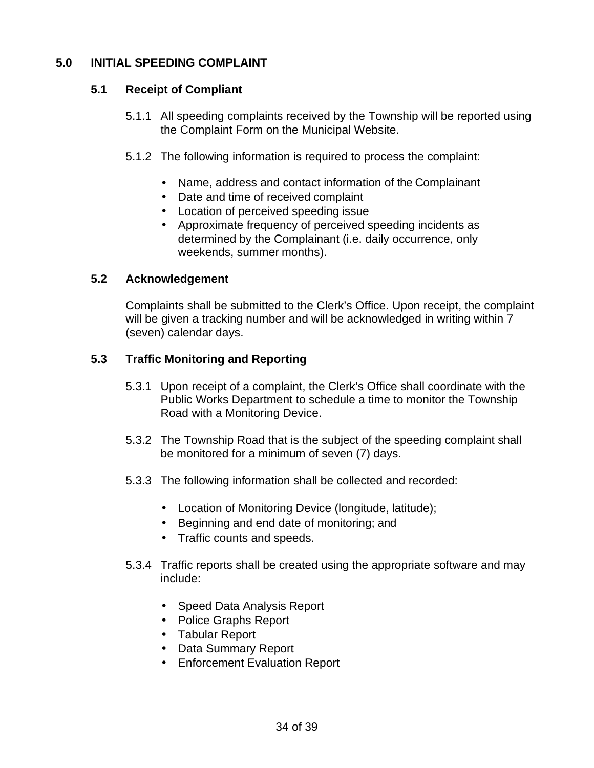## 5.0 INITIAL SPEEDING COMPLAINT

### 5.1 Receipt of Compliant

5.1.1 All speeding complaints received by the Township will be reported using the Complaint Form on the Municipal Website.

5.1.2 The following information is required to process the complaint:

- Name, address and contact information of the Complainant
- Date and time of received complaint
- Location of perceived speeding issue
- Approximate frequency of perceived speeding incidents as determined by the Complainant (i.e. daily occurrence, only weekends, summer months).

### 5.2 Acknowledgement

Complaints shall be submitted to the Clerk's Office. Upon receipt, the complaint will be given a tracking number and will be acknowledged in writing within 7 (seven) calendar days.

### 5.3 Traffic Monitoring and Reporting

5.3.1 Upon receipt of a complaint, the Clerk's Office shall coordinate with the Public Works Department to schedule a time to monitor the Township Road with a Monitoring Device.

5.3.2 The Township Road that is the subject of the speeding complaint shall be monitored for a minimum of seven (7) days.

5.3.3 The following information shall be collected and recorded:

- Location of Monitoring Device (longitude, latitude);
- Beginning and end date of monitoring; and
- Traffic counts and speeds.

5.3.4 Traffic reports shall be created using the appropriate software and may include:

- Speed Data Analysis Report
- Police Graphs Report
- Tabular Report
- Data Summary Report
- Enforcement Evaluation Report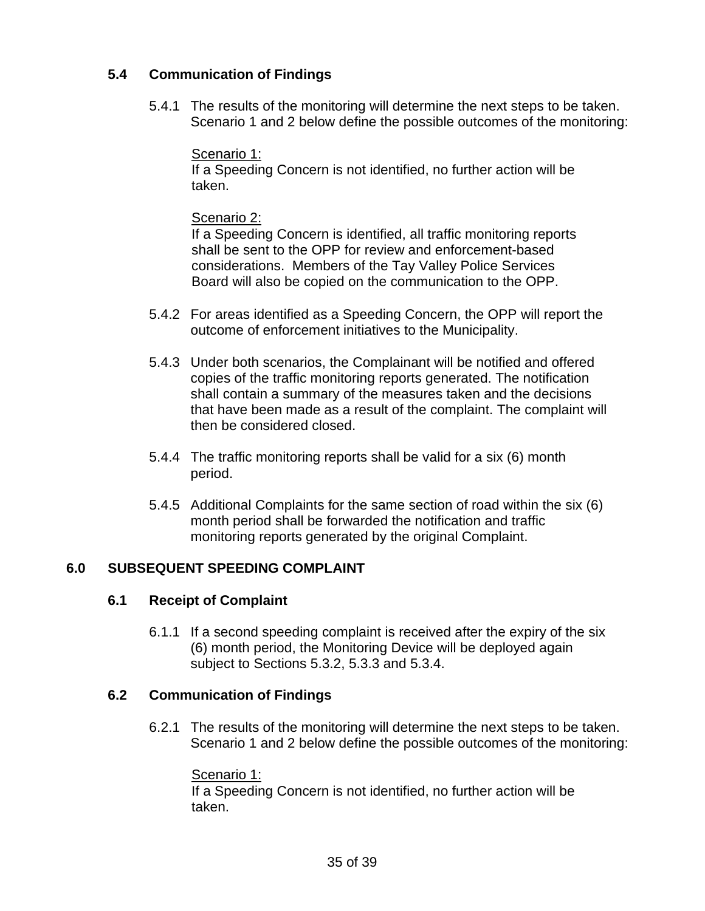### 5.4 Communication of Findings

5.4.1 The results of the monitoring will determine the next steps to be taken. Scenario 1 and 2 below define the possible outcomes of the monitoring:

<u>Scenario 1:</u>
If a Speeding Concern is not identified, no further action will be taken.

<u>Scenario 2:</u>
If a Speeding Concern is identified, all traffic monitoring reports shall be sent to the OPP for review and enforcement-based considerations. Members of the Tay Valley Police Services Board will also be copied on the communication to the OPP.

5.4.2 For areas identified as a Speeding Concern, the OPP will report the outcome of enforcement initiatives to the Municipality.

5.4.3 Under both scenarios, the Complainant will be notified and offered copies of the traffic monitoring reports generated. The notification shall contain a summary of the measures taken and the decisions that have been made as a result of the complaint. The complaint will then be considered closed.

5.4.4 The traffic monitoring reports shall be valid for a six (6) month period.

5.4.5 Additional Complaints for the same section of road within the six (6) month period shall be forwarded the notification and traffic monitoring reports generated by the original Complaint.

## 6.0 SUBSEQUENT SPEEDING COMPLAINT

### 6.1 Receipt of Complaint

6.1.1 If a second speeding complaint is received after the expiry of the six (6) month period, the Monitoring Device will be deployed again subject to Sections 5.3.2, 5.3.3 and 5.3.4.

### 6.2 Communication of Findings

6.2.1 The results of the monitoring will determine the next steps to be taken. Scenario 1 and 2 below define the possible outcomes of the monitoring:

<u>Scenario 1:</u>
If a Speeding Concern is not identified, no further action will be taken.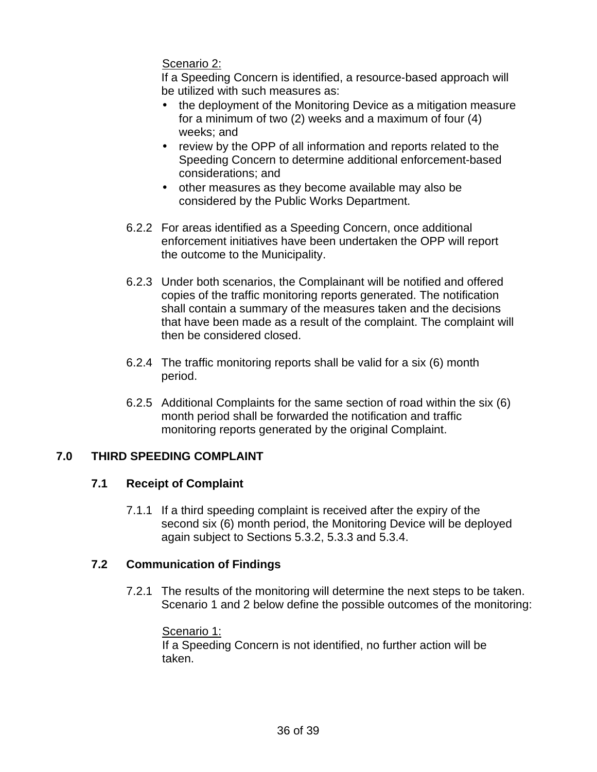Scenario 2:

If a Speeding Concern is identified, a resource-based approach will be utilized with such measures as:

- the deployment of the Monitoring Device as a mitigation measure for a minimum of two (2) weeks and a maximum of four (4) weeks; and
- review by the OPP of all information and reports related to the Speeding Concern to determine additional enforcement-based considerations; and
- other measures as they become available may also be considered by the Public Works Department.

6.2.2 For areas identified as a Speeding Concern, once additional enforcement initiatives have been undertaken the OPP will report the outcome to the Municipality.

6.2.3 Under both scenarios, the Complainant will be notified and offered copies of the traffic monitoring reports generated. The notification shall contain a summary of the measures taken and the decisions that have been made as a result of the complaint. The complaint will then be considered closed.

6.2.4 The traffic monitoring reports shall be valid for a six (6) month period.

6.2.5 Additional Complaints for the same section of road within the six (6) month period shall be forwarded the notification and traffic monitoring reports generated by the original Complaint.

## 7.0 THIRD SPEEDING COMPLAINT

### 7.1 Receipt of Complaint

7.1.1 If a third speeding complaint is received after the expiry of the second six (6) month period, the Monitoring Device will be deployed again subject to Sections 5.3.2, 5.3.3 and 5.3.4.

### 7.2 Communication of Findings

7.2.1 The results of the monitoring will determine the next steps to be taken. Scenario 1 and 2 below define the possible outcomes of the monitoring:

Scenario 1:

If a Speeding Concern is not identified, no further action will be taken.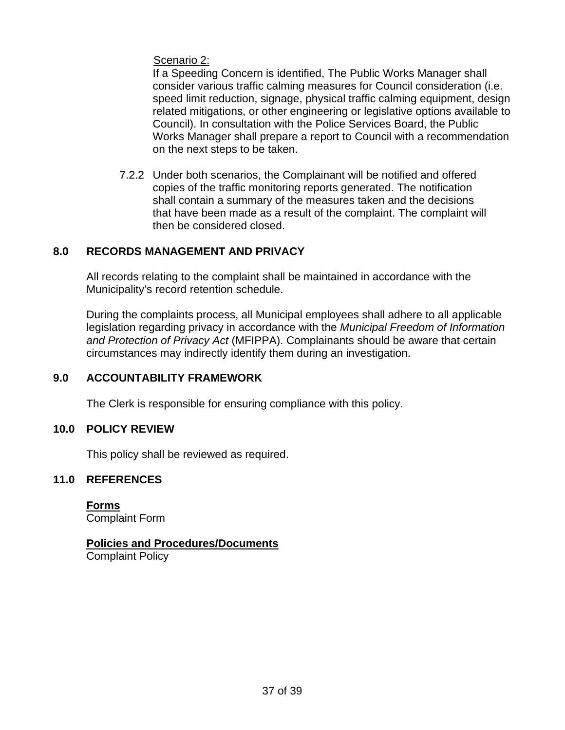Scenario 2:

If a Speeding Concern is identified, The Public Works Manager shall consider various traffic calming measures for Council consideration (i.e. speed limit reduction, signage, physical traffic calming equipment, design related mitigations, or other engineering or legislative options available to Council). In consultation with the Police Services Board, the Public Works Manager shall prepare a report to Council with a recommendation on the next steps to be taken.

7.2.2 Under both scenarios, the Complainant will be notified and offered copies of the traffic monitoring reports generated. The notification shall contain a summary of the measures taken and the decisions that have been made as a result of the complaint. The complaint will then be considered closed.

## 8.0 RECORDS MANAGEMENT AND PRIVACY

All records relating to the complaint shall be maintained in accordance with the Municipality's record retention schedule.

During the complaints process, all Municipal employees shall adhere to all applicable legislation regarding privacy in accordance with the *Municipal Freedom of Information and Protection of Privacy Act* (MFIPPA). Complainants should be aware that certain circumstances may indirectly identify them during an investigation.

## 9.0 ACCOUNTABILITY FRAMEWORK

The Clerk is responsible for ensuring compliance with this policy.

## 10.0 POLICY REVIEW

This policy shall be reviewed as required.

## 11.0 REFERENCES

**Forms**
Complaint Form

**Policies and Procedures/Documents**
Complaint Policy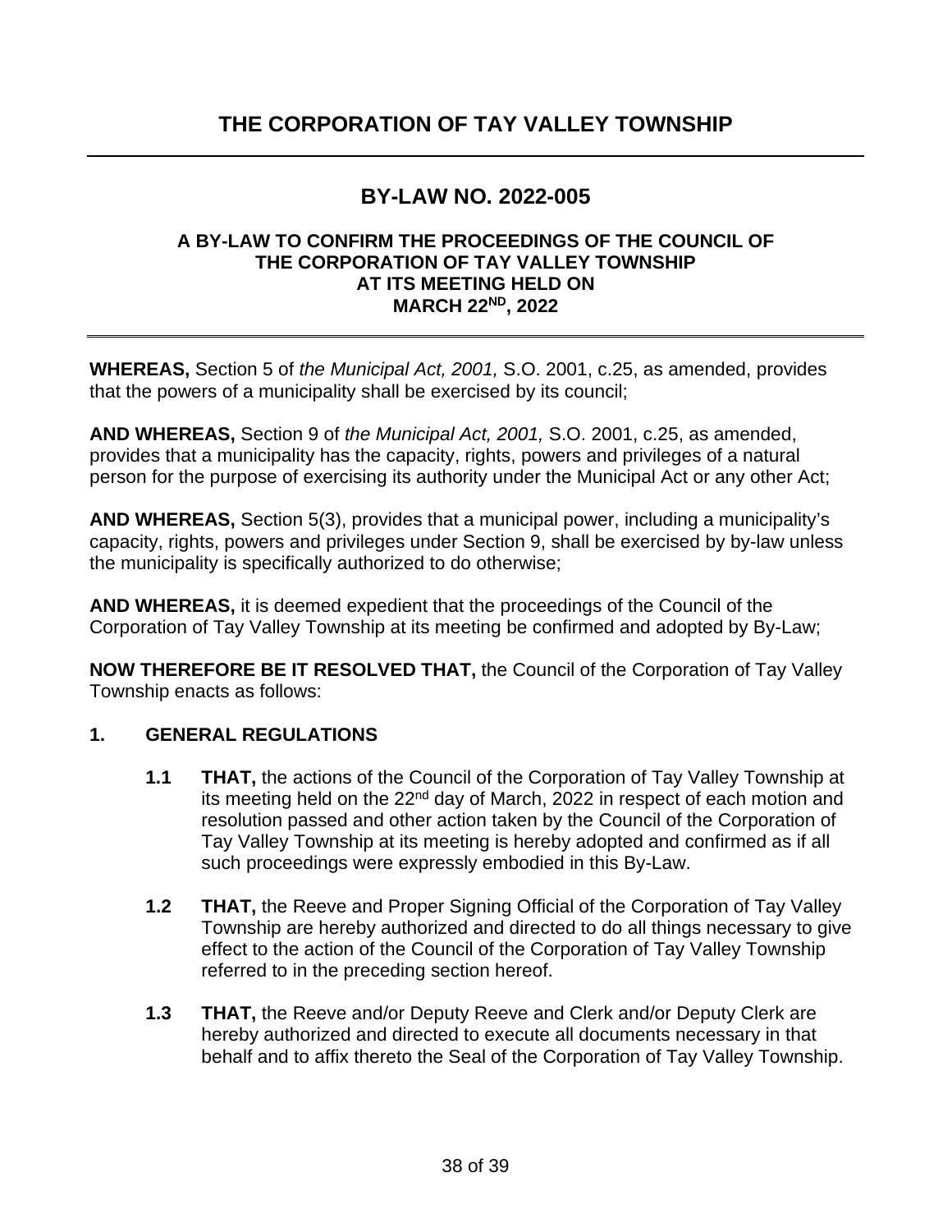# THE CORPORATION OF TAY VALLEY TOWNSHIP

## BY-LAW NO. 2022-005

### A BY-LAW TO CONFIRM THE PROCEEDINGS OF THE COUNCIL OF THE CORPORATION OF TAY VALLEY TOWNSHIP AT ITS MEETING HELD ON MARCH 22ND, 2022

**WHEREAS,** Section 5 of *the Municipal Act, 2001,* S.O. 2001, c.25, as amended, provides that the powers of a municipality shall be exercised by its council;

**AND WHEREAS,** Section 9 of *the Municipal Act, 2001,* S.O. 2001, c.25, as amended, provides that a municipality has the capacity, rights, powers and privileges of a natural person for the purpose of exercising its authority under the Municipal Act or any other Act;

**AND WHEREAS,** Section 5(3), provides that a municipal power, including a municipality's capacity, rights, powers and privileges under Section 9, shall be exercised by by-law unless the municipality is specifically authorized to do otherwise;

**AND WHEREAS,** it is deemed expedient that the proceedings of the Council of the Corporation of Tay Valley Township at its meeting be confirmed and adopted by By-Law;

**NOW THEREFORE BE IT RESOLVED THAT,** the Council of the Corporation of Tay Valley Township enacts as follows:

**1. GENERAL REGULATIONS**

**1.1 THAT,** the actions of the Council of the Corporation of Tay Valley Township at its meeting held on the 22nd day of March, 2022 in respect of each motion and resolution passed and other action taken by the Council of the Corporation of Tay Valley Township at its meeting is hereby adopted and confirmed as if all such proceedings were expressly embodied in this By-Law.

**1.2 THAT,** the Reeve and Proper Signing Official of the Corporation of Tay Valley Township are hereby authorized and directed to do all things necessary to give effect to the action of the Council of the Corporation of Tay Valley Township referred to in the preceding section hereof.

**1.3 THAT,** the Reeve and/or Deputy Reeve and Clerk and/or Deputy Clerk are hereby authorized and directed to execute all documents necessary in that behalf and to affix thereto the Seal of the Corporation of Tay Valley Township.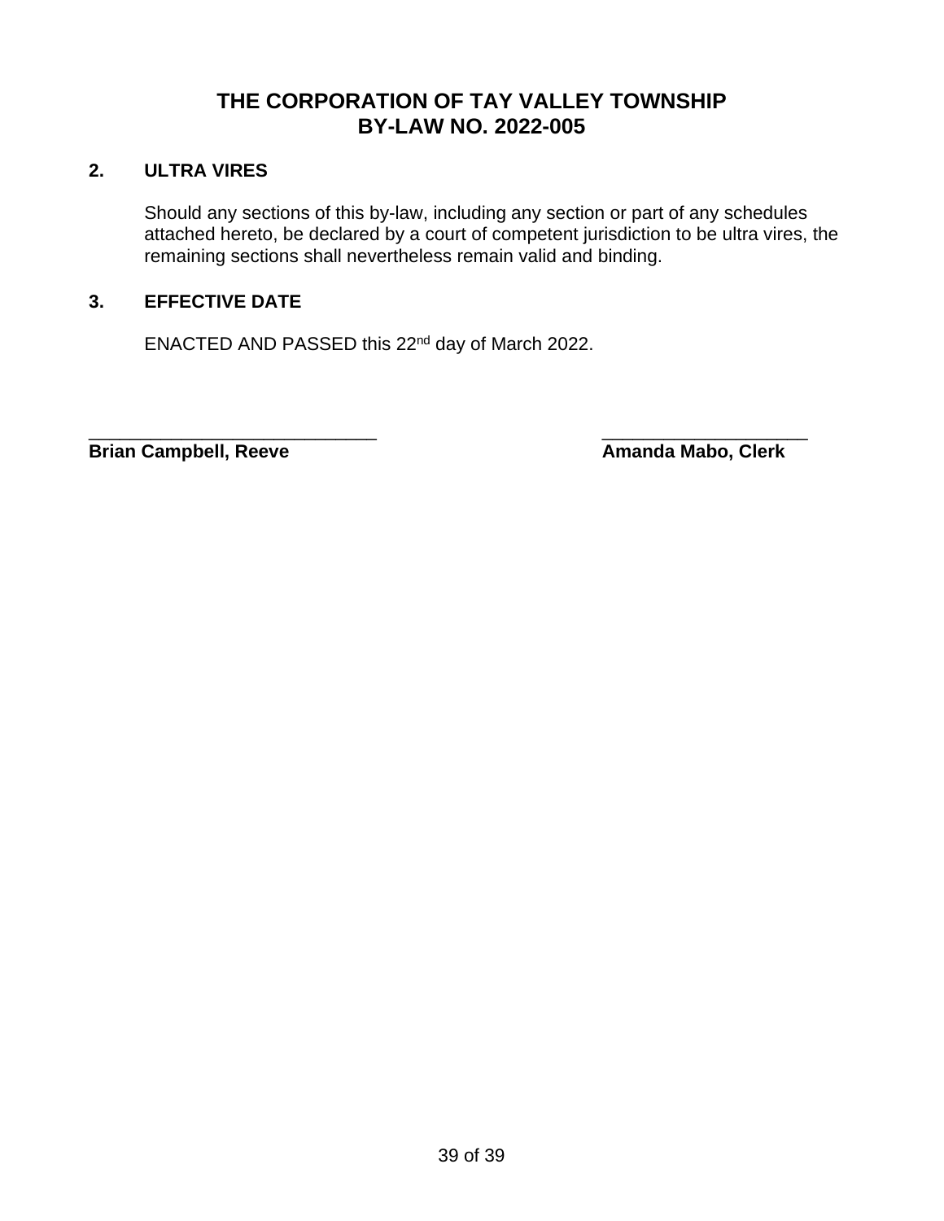# THE CORPORATION OF TAY VALLEY TOWNSHIP
# BY-LAW NO. 2022-005

## 2. ULTRA VIRES

Should any sections of this by-law, including any section or part of any schedules attached hereto, be declared by a court of competent jurisdiction to be ultra vires, the remaining sections shall nevertheless remain valid and binding.

## 3. EFFECTIVE DATE

ENACTED AND PASSED this 22nd day of March 2022.

| | |
|---|---|
| _____________________________ | ____________________ |
| **Brian Campbell, Reeve** | **Amanda Mabo, Clerk** |